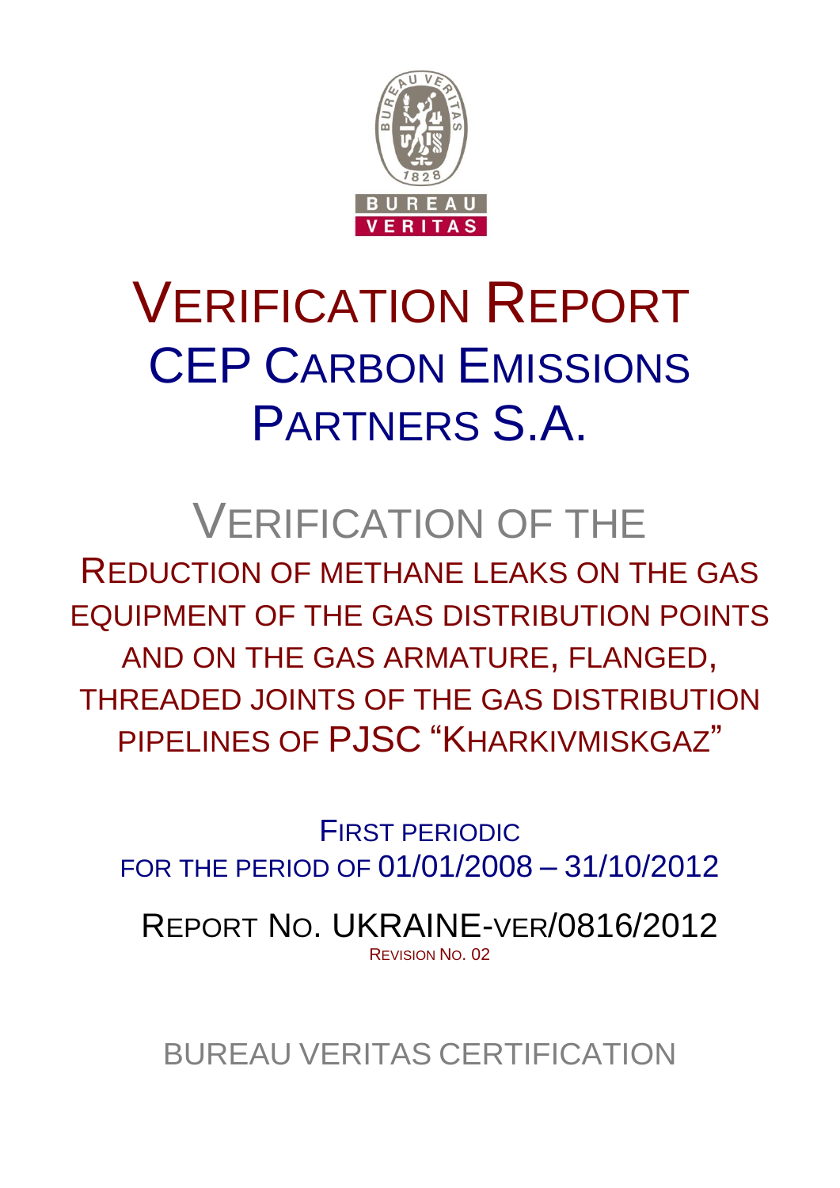BUREAU VERITAS

1828

# VERIFICATION REPORT

# CEP CARBON EMISSIONS PARTNERS S.A.

## VERIFICATION OF THE

## REDUCTION OF METHANE LEAKS ON THE GAS EQUIPMENT OF THE GAS DISTRIBUTION POINTS AND ON THE GAS ARMATURE, FLANGED, THREADED JOINTS OF THE GAS DISTRIBUTION PIPELINES OF PJSC "KHARKIVMISKGAZ"

FIRST PERIODIC

FOR THE PERIOD OF 01/01/2008 – 31/10/2012

REPORT NO. UKRAINE-VER/0816/2012

REVISION NO. 02

BUREAU VERITAS CERTIFICATION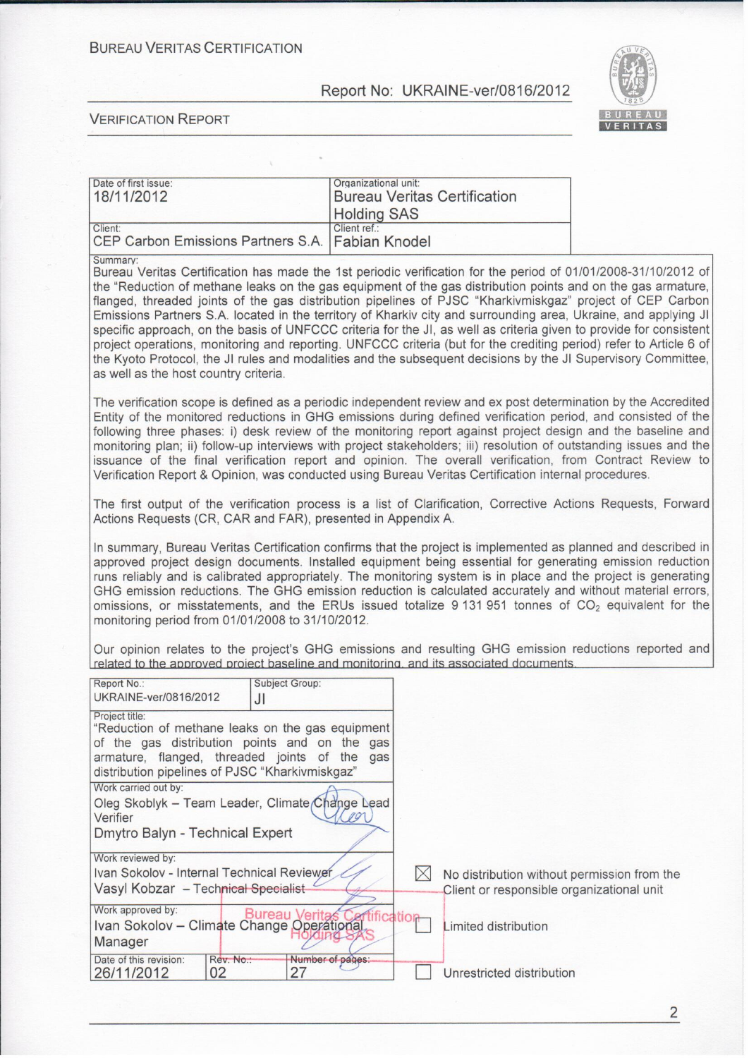BUREAU VERITAS CERTIFICATION

Report No: UKRAINE-ver/0816/2012

VERIFICATION REPORT

| Date of first issue: 18/11/2012 | Organizational unit: Bureau Veritas Certification Holding SAS |
|---|---|
| Client: CEP Carbon Emissions Partners S.A. | Client ref.: Fabian Knodel |

Summary:

Bureau Veritas Certification has made the 1st periodic verification for the period of 01/01/2008-31/10/2012 of the "Reduction of methane leaks on the gas equipment of the gas distribution points and on the gas armature, flanged, threaded joints of the gas distribution pipelines of PJSC "Kharkivmiskgaz" project of CEP Carbon Emissions Partners S.A. located in the territory of Kharkiv city and surrounding area, Ukraine, and applying JI specific approach, on the basis of UNFCCC criteria for the JI, as well as criteria given to provide for consistent project operations, monitoring and reporting. UNFCCC criteria (but for the crediting period) refer to Article 6 of the Kyoto Protocol, the JI rules and modalities and the subsequent decisions by the JI Supervisory Committee, as well as the host country criteria.

The verification scope is defined as a periodic independent review and ex post determination by the Accredited Entity of the monitored reductions in GHG emissions during defined verification period, and consisted of the following three phases: i) desk review of the monitoring report against project design and the baseline and monitoring plan; ii) follow-up interviews with project stakeholders; iii) resolution of outstanding issues and the issuance of the final verification report and opinion. The overall verification, from Contract Review to Verification Report & Opinion, was conducted using Bureau Veritas Certification internal procedures.

The first output of the verification process is a list of Clarification, Corrective Actions Requests, Forward Actions Requests (CR, CAR and FAR), presented in Appendix A.

In summary, Bureau Veritas Certification confirms that the project is implemented as planned and described in approved project design documents. Installed equipment being essential for generating emission reduction runs reliably and is calibrated appropriately. The monitoring system is in place and the project is generating GHG emission reductions. The GHG emission reduction is calculated accurately and without material errors, omissions, or misstatements, and the ERUs issued totalize 9 131 951 tonnes of $CO_2$ equivalent for the monitoring period from 01/01/2008 to 31/10/2012.

Our opinion relates to the project's GHG emissions and resulting GHG emission reductions reported and related to the approved project baseline and monitoring, and its associated documents.

| Report No.: UKRAINE-ver/0816/2012 | Subject Group: JI | |
|---|---|---|
| Project title: "Reduction of methane leaks on the gas equipment of the gas distribution points and on the gas armature, flanged, threaded joints of the gas distribution pipelines of PJSC "Kharkivmiskgaz" | | |
| Work carried out by: Oleg Skoblyk – Team Leader, Climate Change Lead Verifier; Dmytro Balyn - Technical Expert | | |
| Work reviewed by: Ivan Sokolov - Internal Technical Reviewer; Vasyl Kobzar – Technical Specialist | | |
| Work approved by: Ivan Sokolov – Climate Change Operational Manager | | |
| Date of this revision: 26/11/2012 | Rev. No.: 02 | Number of pages: 27 |

☒ No distribution without permission from the Client or responsible organizational unit

☐ Limited distribution

☐ Unrestricted distribution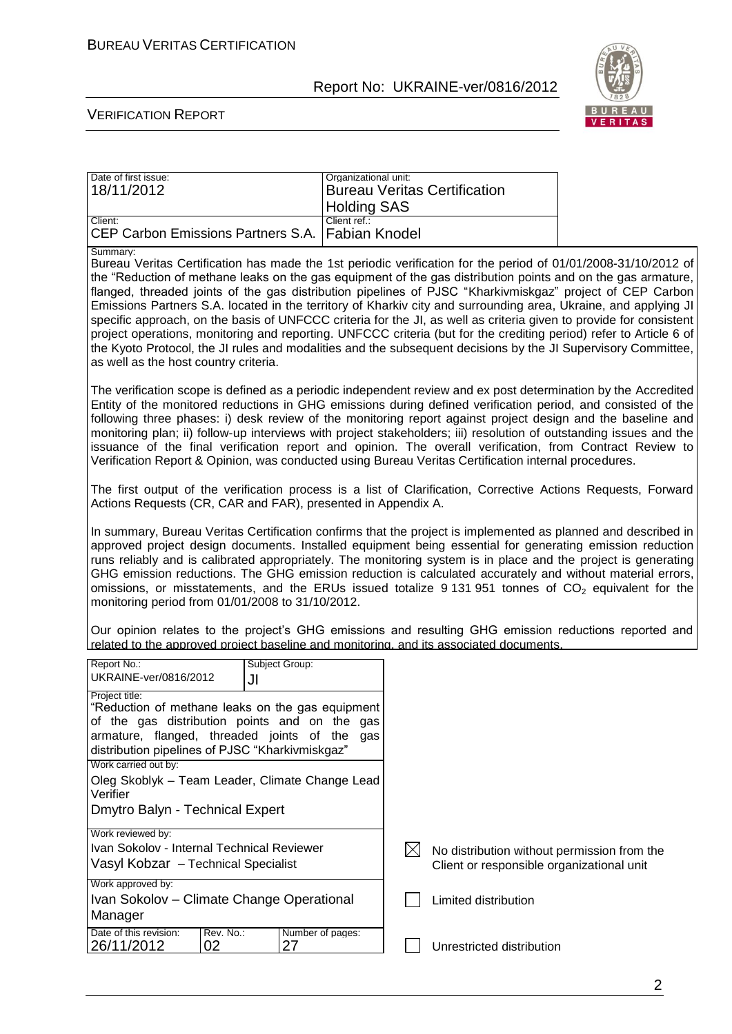| Date of first issue: | Organizational unit: |
|---|---|
| 18/11/2012 | Bureau Veritas Certification Holding SAS |
| Client: | Client ref.: |
| CEP Carbon Emissions Partners S.A. | Fabian Knodel |

Summary:

Bureau Veritas Certification has made the 1st periodic verification for the period of 01/01/2008-31/10/2012 of the "Reduction of methane leaks on the gas equipment of the gas distribution points and on the gas armature, flanged, threaded joints of the gas distribution pipelines of PJSC "Kharkivmiskgaz" project of CEP Carbon Emissions Partners S.A. located in the territory of Kharkiv city and surrounding area, Ukraine, and applying JI specific approach, on the basis of UNFCCC criteria for the JI, as well as criteria given to provide for consistent project operations, monitoring and reporting. UNFCCC criteria (but for the crediting period) refer to Article 6 of the Kyoto Protocol, the JI rules and modalities and the subsequent decisions by the JI Supervisory Committee, as well as the host country criteria.

The verification scope is defined as a periodic independent review and ex post determination by the Accredited Entity of the monitored reductions in GHG emissions during defined verification period, and consisted of the following three phases: i) desk review of the monitoring report against project design and the baseline and monitoring plan; ii) follow-up interviews with project stakeholders; iii) resolution of outstanding issues and the issuance of the final verification report and opinion. The overall verification, from Contract Review to Verification Report & Opinion, was conducted using Bureau Veritas Certification internal procedures.

The first output of the verification process is a list of Clarification, Corrective Actions Requests, Forward Actions Requests (CR, CAR and FAR), presented in Appendix A.

In summary, Bureau Veritas Certification confirms that the project is implemented as planned and described in approved project design documents. Installed equipment being essential for generating emission reduction runs reliably and is calibrated appropriately. The monitoring system is in place and the project is generating GHG emission reductions. The GHG emission reduction is calculated accurately and without material errors, omissions, or misstatements, and the ERUs issued totalize 9 131 951 tonnes of $CO_2$ equivalent for the monitoring period from 01/01/2008 to 31/10/2012.

Our opinion relates to the project's GHG emissions and resulting GHG emission reductions reported and related to the approved project baseline and monitoring, and its associated documents.

| Report No.: | Subject Group: | |
|---|---|---|
| UKRAINE-ver/0816/2012 | JI | |
| Project title: "Reduction of methane leaks on the gas equipment of the gas distribution points and on the gas armature, flanged, threaded joints of the gas distribution pipelines of PJSC "Kharkivmiskgaz" | | |
| Work carried out by: Oleg Skoblyk – Team Leader, Climate Change Lead Verifier; Dmytro Balyn - Technical Expert | | |
| Work reviewed by: Ivan Sokolov - Internal Technical Reviewer; Vasyl Kobzar – Technical Specialist | | |
| Work approved by: Ivan Sokolov – Climate Change Operational Manager | | |
| Date of this revision: 26/11/2012 | Rev. No.: 02 | Number of pages: 27 |

☒ No distribution without permission from the Client or responsible organizational unit

☐ Limited distribution

☐ Unrestricted distribution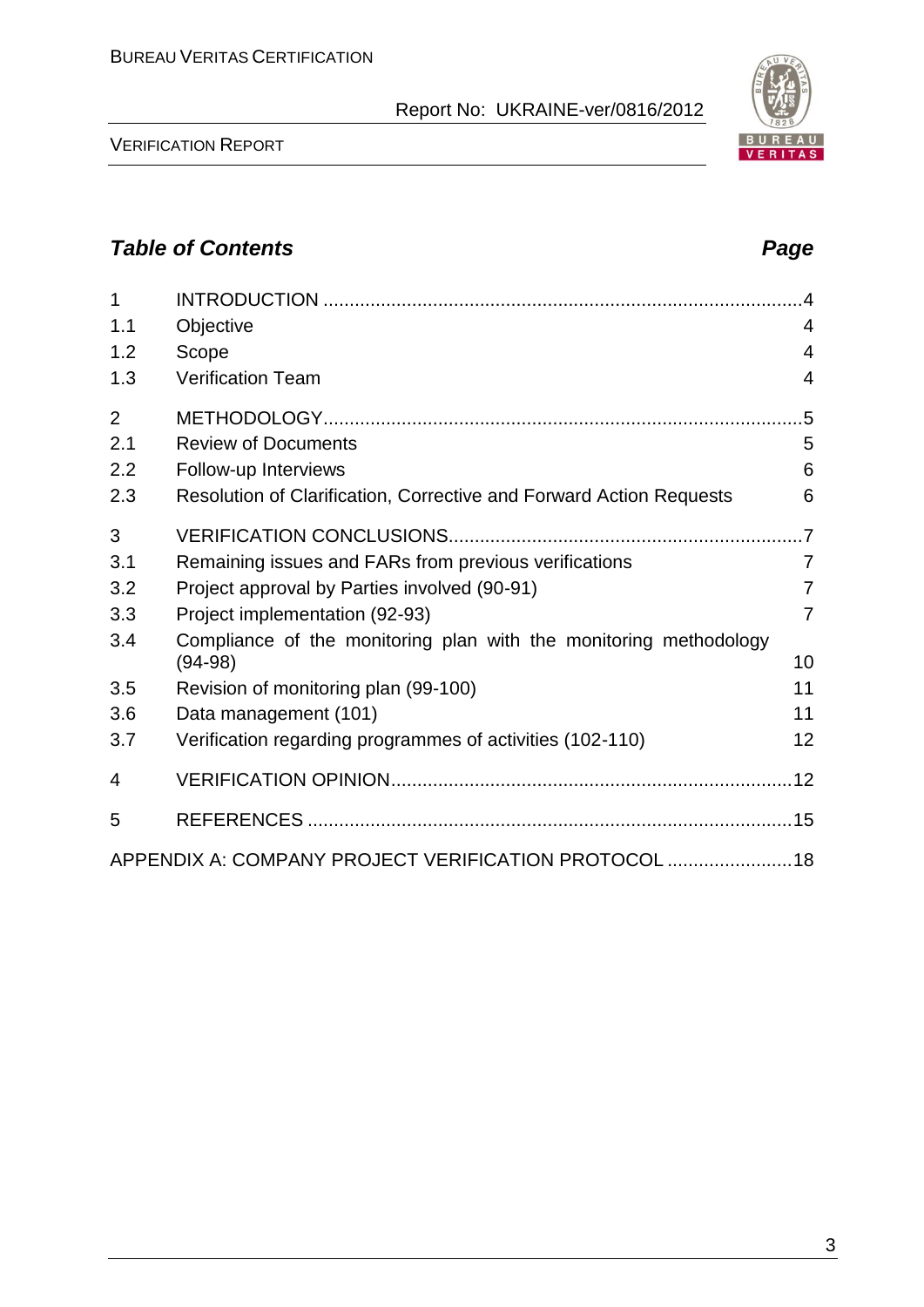## *Table of Contents* *Page*

| | | |
|---|---|---|
| 1 | INTRODUCTION | 4 |
| 1.1 | Objective | 4 |
| 1.2 | Scope | 4 |
| 1.3 | Verification Team | 4 |
| 2 | METHODOLOGY | 5 |
| 2.1 | Review of Documents | 5 |
| 2.2 | Follow-up Interviews | 6 |
| 2.3 | Resolution of Clarification, Corrective and Forward Action Requests | 6 |
| 3 | VERIFICATION CONCLUSIONS | 7 |
| 3.1 | Remaining issues and FARs from previous verifications | 7 |
| 3.2 | Project approval by Parties involved (90-91) | 7 |
| 3.3 | Project implementation (92-93) | 7 |
| 3.4 | Compliance of the monitoring plan with the monitoring methodology (94-98) | 10 |
| 3.5 | Revision of monitoring plan (99-100) | 11 |
| 3.6 | Data management (101) | 11 |
| 3.7 | Verification regarding programmes of activities (102-110) | 12 |
| 4 | VERIFICATION OPINION | 12 |
| 5 | REFERENCES | 15 |
| | APPENDIX A: COMPANY PROJECT VERIFICATION PROTOCOL | 18 |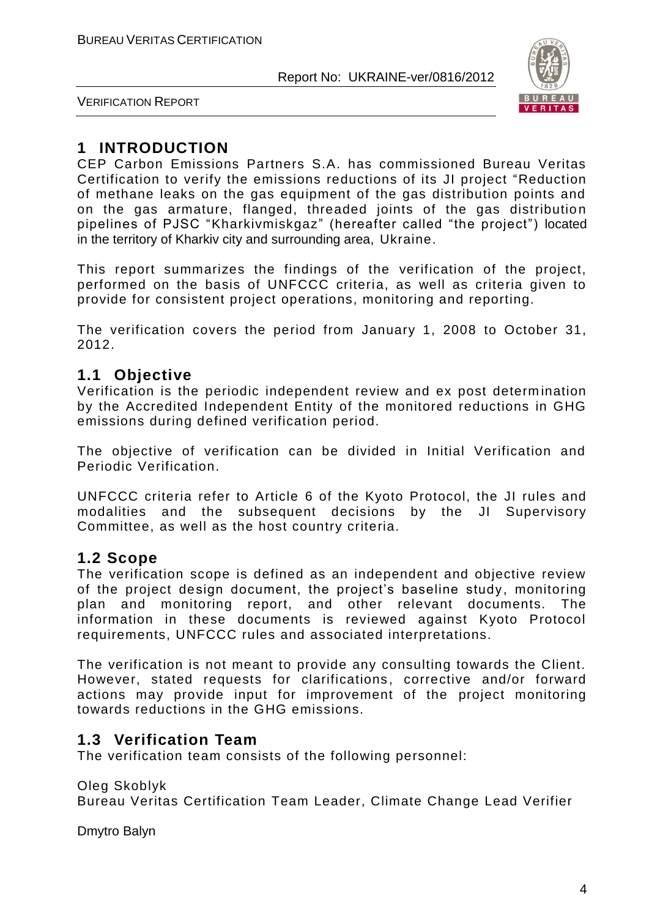# 1 INTRODUCTION

CEP Carbon Emissions Partners S.A. has commissioned Bureau Veritas Certification to verify the emissions reductions of its JI project "Reduction of methane leaks on the gas equipment of the gas distribution points and on the gas armature, flanged, threaded joints of the gas distribution pipelines of PJSC "Kharkivmiskgaz" (hereafter called "the project") located in the territory of Kharkiv city and surrounding area, Ukraine.

This report summarizes the findings of the verification of the project, performed on the basis of UNFCCC criteria, as well as criteria given to provide for consistent project operations, monitoring and reporting.

The verification covers the period from January 1, 2008 to October 31, 2012.

## 1.1 Objective

Verification is the periodic independent review and ex post determination by the Accredited Independent Entity of the monitored reductions in GHG emissions during defined verification period.

The objective of verification can be divided in Initial Verification and Periodic Verification.

UNFCCC criteria refer to Article 6 of the Kyoto Protocol, the JI rules and modalities and the subsequent decisions by the JI Supervisory Committee, as well as the host country criteria.

## 1.2 Scope

The verification scope is defined as an independent and objective review of the project design document, the project's baseline study, monitoring plan and monitoring report, and other relevant documents. The information in these documents is reviewed against Kyoto Protocol requirements, UNFCCC rules and associated interpretations.

The verification is not meant to provide any consulting towards the Client. However, stated requests for clarifications, corrective and/or forward actions may provide input for improvement of the project monitoring towards reductions in the GHG emissions.

## 1.3 Verification Team

The verification team consists of the following personnel:

Oleg Skoblyk
Bureau Veritas Certification Team Leader, Climate Change Lead Verifier

Dmytro Balyn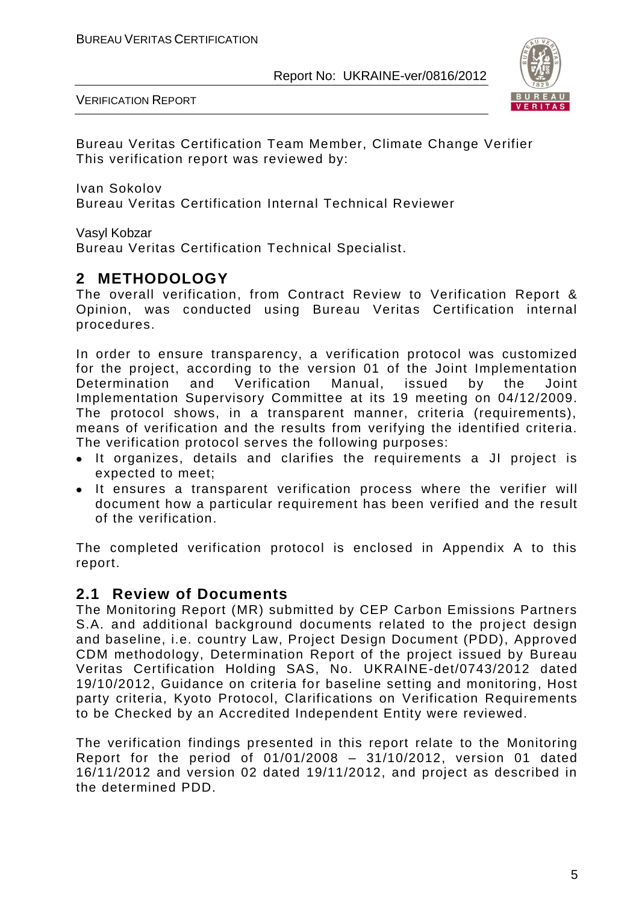Bureau Veritas Certification Team Member, Climate Change Verifier
This verification report was reviewed by:

Ivan Sokolov
Bureau Veritas Certification Internal Technical Reviewer

Vasyl Kobzar
Bureau Veritas Certification Technical Specialist.

## 2 METHODOLOGY

The overall verification, from Contract Review to Verification Report & Opinion, was conducted using Bureau Veritas Certification internal procedures.

In order to ensure transparency, a verification protocol was customized for the project, according to the version 01 of the Joint Implementation Determination and Verification Manual, issued by the Joint Implementation Supervisory Committee at its 19 meeting on 04/12/2009. The protocol shows, in a transparent manner, criteria (requirements), means of verification and the results from verifying the identified criteria. The verification protocol serves the following purposes:

- It organizes, details and clarifies the requirements a JI project is expected to meet;
- It ensures a transparent verification process where the verifier will document how a particular requirement has been verified and the result of the verification.

The completed verification protocol is enclosed in Appendix A to this report.

### 2.1 Review of Documents

The Monitoring Report (MR) submitted by CEP Carbon Emissions Partners S.A. and additional background documents related to the project design and baseline, i.e. country Law, Project Design Document (PDD), Approved CDM methodology, Determination Report of the project issued by Bureau Veritas Certification Holding SAS, No. UKRAINE-det/0743/2012 dated 19/10/2012, Guidance on criteria for baseline setting and monitoring, Host party criteria, Kyoto Protocol, Clarifications on Verification Requirements to be Checked by an Accredited Independent Entity were reviewed.

The verification findings presented in this report relate to the Monitoring Report for the period of 01/01/2008 – 31/10/2012, version 01 dated 16/11/2012 and version 02 dated 19/11/2012, and project as described in the determined PDD.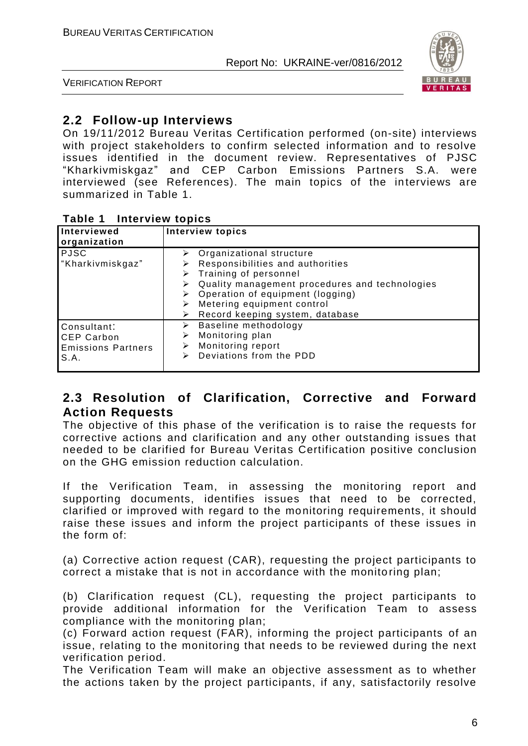## 2.2 Follow-up Interviews

On 19/11/2012 Bureau Veritas Certification performed (on-site) interviews with project stakeholders to confirm selected information and to resolve issues identified in the document review. Representatives of PJSC "Kharkivmiskgaz" and CEP Carbon Emissions Partners S.A. were interviewed (see References). The main topics of the interviews are summarized in Table 1.

**Table 1 Interview topics**

| Interviewed organization | Interview topics |
|---|---|
| PJSC "Kharkivmiskgaz" | ➢ Organizational structure<br>➢ Responsibilities and authorities<br>➢ Training of personnel<br>➢ Quality management procedures and technologies<br>➢ Operation of equipment (logging)<br>➢ Metering equipment control<br>➢ Record keeping system, database |
| Consultant: CEP Carbon Emissions Partners S.A. | ➢ Baseline methodology<br>➢ Monitoring plan<br>➢ Monitoring report<br>➢ Deviations from the PDD |

## 2.3 Resolution of Clarification, Corrective and Forward Action Requests

The objective of this phase of the verification is to raise the requests for corrective actions and clarification and any other outstanding issues that needed to be clarified for Bureau Veritas Certification positive conclusion on the GHG emission reduction calculation.

If the Verification Team, in assessing the monitoring report and supporting documents, identifies issues that need to be corrected, clarified or improved with regard to the monitoring requirements, it should raise these issues and inform the project participants of these issues in the form of:

(a) Corrective action request (CAR), requesting the project participants to correct a mistake that is not in accordance with the monitoring plan;

(b) Clarification request (CL), requesting the project participants to provide additional information for the Verification Team to assess compliance with the monitoring plan;
(c) Forward action request (FAR), informing the project participants of an issue, relating to the monitoring that needs to be reviewed during the next verification period.
The Verification Team will make an objective assessment as to whether the actions taken by the project participants, if any, satisfactorily resolve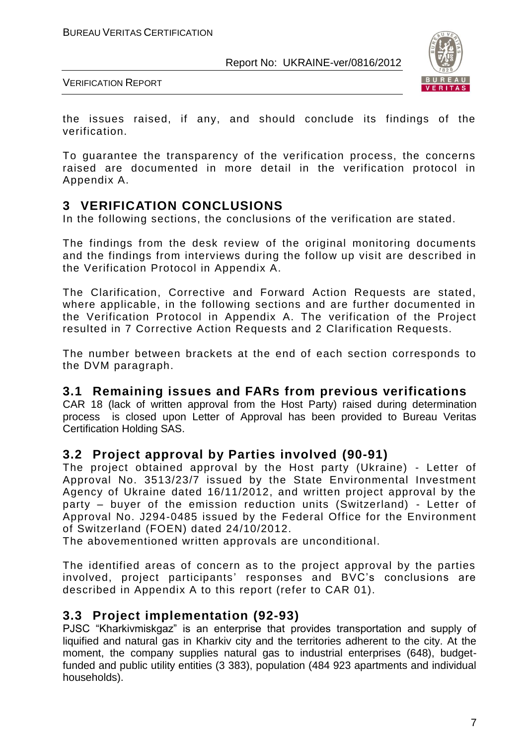the issues raised, if any, and should conclude its findings of the verification.

To guarantee the transparency of the verification process, the concerns raised are documented in more detail in the verification protocol in Appendix A.

# 3 VERIFICATION CONCLUSIONS

In the following sections, the conclusions of the verification are stated.

The findings from the desk review of the original monitoring documents and the findings from interviews during the follow up visit are described in the Verification Protocol in Appendix A.

The Clarification, Corrective and Forward Action Requests are stated, where applicable, in the following sections and are further documented in the Verification Protocol in Appendix A. The verification of the Project resulted in 7 Corrective Action Requests and 2 Clarification Requests.

The number between brackets at the end of each section corresponds to the DVM paragraph.

## 3.1 Remaining issues and FARs from previous verifications

CAR 18 (lack of written approval from the Host Party) raised during determination process is closed upon Letter of Approval has been provided to Bureau Veritas Certification Holding SAS.

## 3.2 Project approval by Parties involved (90-91)

The project obtained approval by the Host party (Ukraine) - Letter of Approval No. 3513/23/7 issued by the State Environmental Investment Agency of Ukraine dated 16/11/2012, and written project approval by the party – buyer of the emission reduction units (Switzerland) - Letter of Approval No. J294-0485 issued by the Federal Office for the Environment of Switzerland (FOEN) dated 24/10/2012.

The abovementioned written approvals are unconditional.

The identified areas of concern as to the project approval by the parties involved, project participants' responses and BVC's conclusions are described in Appendix A to this report (refer to CAR 01).

## 3.3 Project implementation (92-93)

PJSC "Kharkivmiskgaz" is an enterprise that provides transportation and supply of liquified and natural gas in Kharkiv city and the territories adherent to the city. At the moment, the company supplies natural gas to industrial enterprises (648), budget-funded and public utility entities (3 383), population (484 923 apartments and individual households).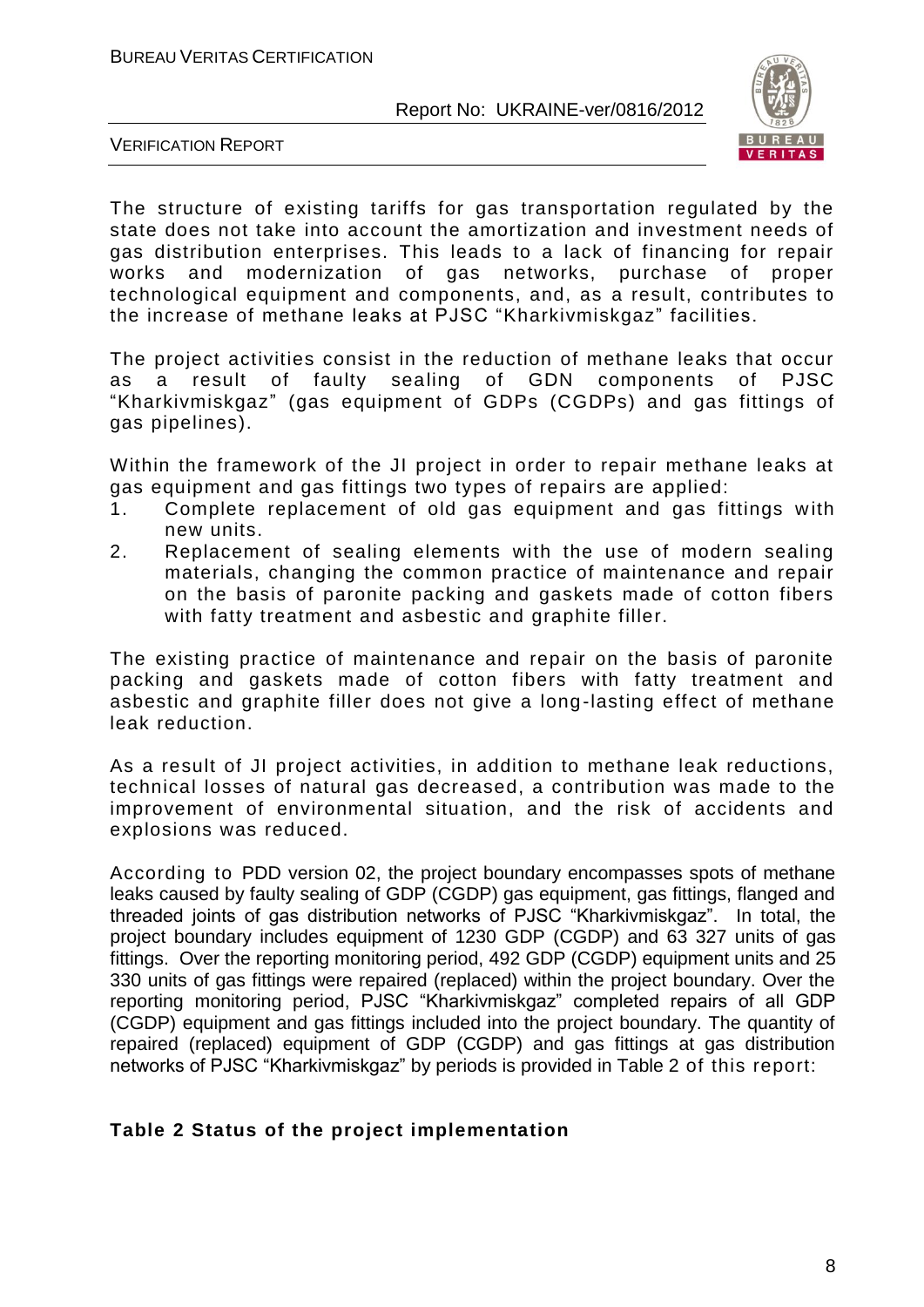The structure of existing tariffs for gas transportation regulated by the state does not take into account the amortization and investment needs of gas distribution enterprises. This leads to a lack of financing for repair works and modernization of gas networks, purchase of proper technological equipment and components, and, as a result, contributes to the increase of methane leaks at PJSC "Kharkivmiskgaz" facilities.

The project activities consist in the reduction of methane leaks that occur as a result of faulty sealing of GDN components of PJSC "Kharkivmiskgaz" (gas equipment of GDPs (CGDPs) and gas fittings of gas pipelines).

Within the framework of the JI project in order to repair methane leaks at gas equipment and gas fittings two types of repairs are applied:

1. Complete replacement of old gas equipment and gas fittings with new units.
2. Replacement of sealing elements with the use of modern sealing materials, changing the common practice of maintenance and repair on the basis of paronite packing and gaskets made of cotton fibers with fatty treatment and asbestic and graphite filler.

The existing practice of maintenance and repair on the basis of paronite packing and gaskets made of cotton fibers with fatty treatment and asbestic and graphite filler does not give a long-lasting effect of methane leak reduction.

As a result of JI project activities, in addition to methane leak reductions, technical losses of natural gas decreased, a contribution was made to the improvement of environmental situation, and the risk of accidents and explosions was reduced.

According to PDD version 02, the project boundary encompasses spots of methane leaks caused by faulty sealing of GDP (CGDP) gas equipment, gas fittings, flanged and threaded joints of gas distribution networks of PJSC "Kharkivmiskgaz". In total, the project boundary includes equipment of 1230 GDP (CGDP) and 63 327 units of gas fittings. Over the reporting monitoring period, 492 GDP (CGDP) equipment units and 25 330 units of gas fittings were repaired (replaced) within the project boundary. Over the reporting monitoring period, PJSC "Kharkivmiskgaz" completed repairs of all GDP (CGDP) equipment and gas fittings included into the project boundary. The quantity of repaired (replaced) equipment of GDP (CGDP) and gas fittings at gas distribution networks of PJSC "Kharkivmiskgaz" by periods is provided in Table 2 of this report:

**Table 2 Status of the project implementation**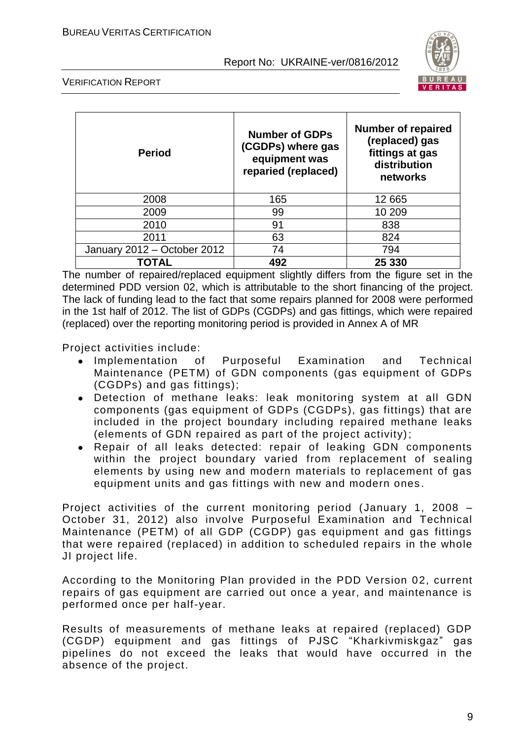| Period | Number of GDPs (CGDPs) where gas equipment was reparied (replaced) | Number of repaired (replaced) gas fittings at gas distribution networks |
|---|---|---|
| 2008 | 165 | 12 665 |
| 2009 | 99 | 10 209 |
| 2010 | 91 | 838 |
| 2011 | 63 | 824 |
| January 2012 – October 2012 | 74 | 794 |
| **TOTAL** | **492** | **25 330** |

The number of repaired/replaced equipment slightly differs from the figure set in the determined PDD version 02, which is attributable to the short financing of the project. The lack of funding lead to the fact that some repairs planned for 2008 were performed in the 1st half of 2012. The list of GDPs (CGDPs) and gas fittings, which were repaired (replaced) over the reporting monitoring period is provided in Annex A of MR

Project activities include:

- Implementation of Purposeful Examination and Technical Maintenance (PETM) of GDN components (gas equipment of GDPs (CGDPs) and gas fittings);
- Detection of methane leaks: leak monitoring system at all GDN components (gas equipment of GDPs (CGDPs), gas fittings) that are included in the project boundary including repaired methane leaks (elements of GDN repaired as part of the project activity);
- Repair of all leaks detected: repair of leaking GDN components within the project boundary varied from replacement of sealing elements by using new and modern materials to replacement of gas equipment units and gas fittings with new and modern ones.

Project activities of the current monitoring period (January 1, 2008 – October 31, 2012) also involve Purposeful Examination and Technical Maintenance (PETM) of all GDP (CGDP) gas equipment and gas fittings that were repaired (replaced) in addition to scheduled repairs in the whole JI project life.

According to the Monitoring Plan provided in the PDD Version 02, current repairs of gas equipment are carried out once a year, and maintenance is performed once per half-year.

Results of measurements of methane leaks at repaired (replaced) GDP (CGDP) equipment and gas fittings of PJSC "Kharkivmiskgaz" gas pipelines do not exceed the leaks that would have occurred in the absence of the project.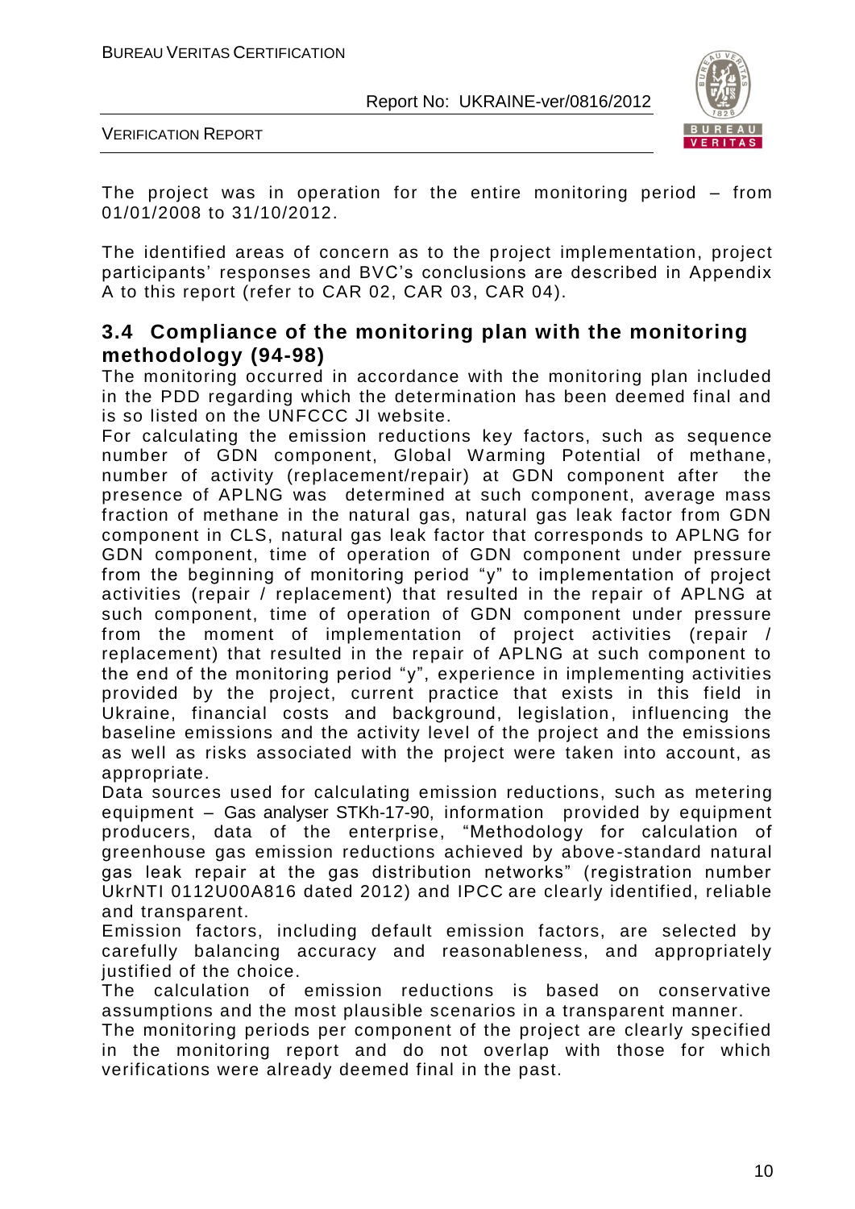The project was in operation for the entire monitoring period – from 01/01/2008 to 31/10/2012.

The identified areas of concern as to the project implementation, project participants' responses and BVC's conclusions are described in Appendix A to this report (refer to CAR 02, CAR 03, CAR 04).

## 3.4 Compliance of the monitoring plan with the monitoring methodology (94-98)

The monitoring occurred in accordance with the monitoring plan included in the PDD regarding which the determination has been deemed final and is so listed on the UNFCCC JI website.

For calculating the emission reductions key factors, such as sequence number of GDN component, Global Warming Potential of methane, number of activity (replacement/repair) at GDN component after the presence of APLNG was determined at such component, average mass fraction of methane in the natural gas, natural gas leak factor from GDN component in CLS, natural gas leak factor that corresponds to APLNG for GDN component, time of operation of GDN component under pressure from the beginning of monitoring period "y" to implementation of project activities (repair / replacement) that resulted in the repair of APLNG at such component, time of operation of GDN component under pressure from the moment of implementation of project activities (repair / replacement) that resulted in the repair of APLNG at such component to the end of the monitoring period "y", experience in implementing activities provided by the project, current practice that exists in this field in Ukraine, financial costs and background, legislation, influencing the baseline emissions and the activity level of the project and the emissions as well as risks associated with the project were taken into account, as appropriate.

Data sources used for calculating emission reductions, such as metering equipment – Gas analyser STKh-17-90, information provided by equipment producers, data of the enterprise, "Methodology for calculation of greenhouse gas emission reductions achieved by above-standard natural gas leak repair at the gas distribution networks" (registration number UkrNTI 0112U00A816 dated 2012) and IPCC are clearly identified, reliable and transparent.

Emission factors, including default emission factors, are selected by carefully balancing accuracy and reasonableness, and appropriately justified of the choice.

The calculation of emission reductions is based on conservative assumptions and the most plausible scenarios in a transparent manner.

The monitoring periods per component of the project are clearly specified in the monitoring report and do not overlap with those for which verifications were already deemed final in the past.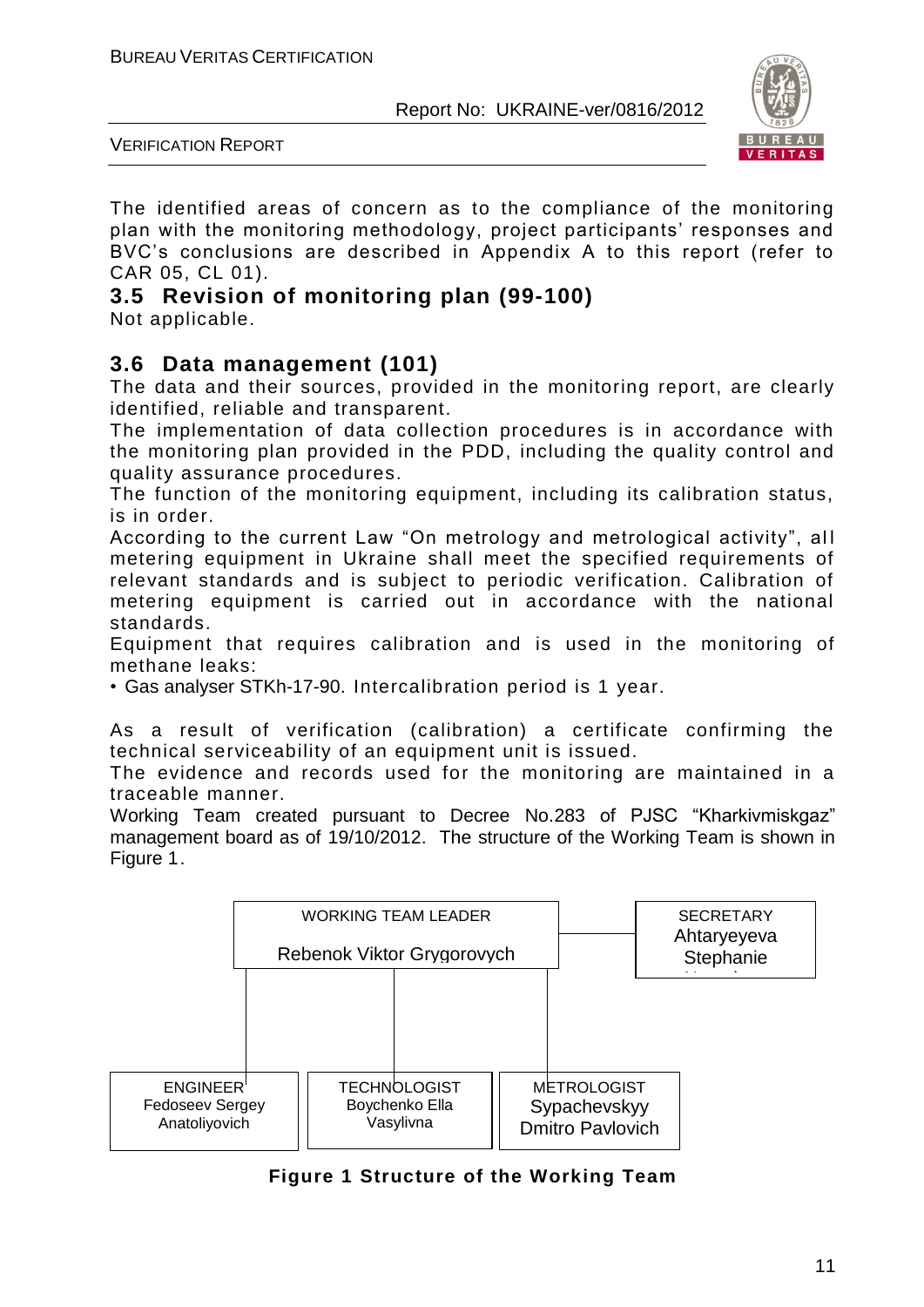The identified areas of concern as to the compliance of the monitoring plan with the monitoring methodology, project participants' responses and BVC's conclusions are described in Appendix A to this report (refer to CAR 05, CL 01).

## 3.5 Revision of monitoring plan (99-100)

Not applicable.

## 3.6 Data management (101)

The data and their sources, provided in the monitoring report, are clearly identified, reliable and transparent.

The implementation of data collection procedures is in accordance with the monitoring plan provided in the PDD, including the quality control and quality assurance procedures.

The function of the monitoring equipment, including its calibration status, is in order.

According to the current Law "On metrology and metrological activity", all metering equipment in Ukraine shall meet the specified requirements of relevant standards and is subject to periodic verification. Calibration of metering equipment is carried out in accordance with the national standards.

Equipment that requires calibration and is used in the monitoring of methane leaks:

- Gas analyser STKh-17-90. Intercalibration period is 1 year.

As a result of verification (calibration) a certificate confirming the technical serviceability of an equipment unit is issued.

The evidence and records used for the monitoring are maintained in a traceable manner.

Working Team created pursuant to Decree No.283 of PJSC "Kharkivmiskgaz" management board as of 19/10/2012. The structure of the Working Team is shown in Figure 1.

WORKING TEAM LEADER
Rebenok Viktor Grygorovych

SECRETARY
Ahtaryeyeva Stephanie

ENGINEER
Fedoseev Sergey Anatoliyovich

TECHNOLOGIST
Boychenko Ella Vasylivna

METROLOGIST
Sypachevskyy Dmitro Pavlovich

**Figure 1 Structure of the Working Team**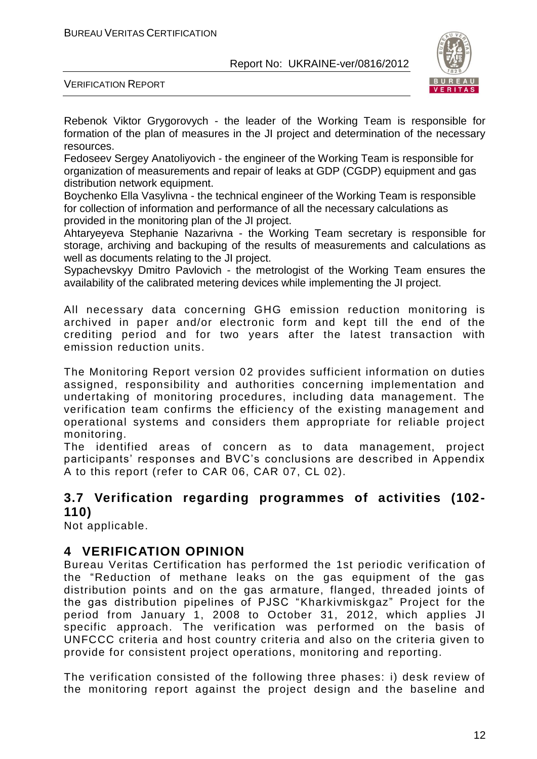Rebenok Viktor Grygorovych - the leader of the Working Team is responsible for formation of the plan of measures in the JI project and determination of the necessary resources.
Fedoseev Sergey Anatoliyovich - the engineer of the Working Team is responsible for organization of measurements and repair of leaks at GDP (CGDP) equipment and gas distribution network equipment.
Boychenko Ella Vasylivna - the technical engineer of the Working Team is responsible for collection of information and performance of all the necessary calculations as provided in the monitoring plan of the JI project.
Ahtaryeyeva Stephanie Nazarivna - the Working Team secretary is responsible for storage, archiving and backuping of the results of measurements and calculations as well as documents relating to the JI project.
Sypachevskyy Dmitro Pavlovich - the metrologist of the Working Team ensures the availability of the calibrated metering devices while implementing the JI project.

All necessary data concerning GHG emission reduction monitoring is archived in paper and/or electronic form and kept till the end of the crediting period and for two years after the latest transaction with emission reduction units.

The Monitoring Report version 02 provides sufficient information on duties assigned, responsibility and authorities concerning implementation and undertaking of monitoring procedures, including data management. The verification team confirms the efficiency of the existing management and operational systems and considers them appropriate for reliable project monitoring.
The identified areas of concern as to data management, project participants' responses and BVC's conclusions are described in Appendix A to this report (refer to CAR 06, CAR 07, CL 02).

## 3.7 Verification regarding programmes of activities (102-110)

Not applicable.

# 4 VERIFICATION OPINION

Bureau Veritas Certification has performed the 1st periodic verification of the "Reduction of methane leaks on the gas equipment of the gas distribution points and on the gas armature, flanged, threaded joints of the gas distribution pipelines of PJSC "Kharkivmiskgaz" Project for the period from January 1, 2008 to October 31, 2012, which applies JI specific approach. The verification was performed on the basis of UNFCCC criteria and host country criteria and also on the criteria given to provide for consistent project operations, monitoring and reporting.

The verification consisted of the following three phases: i) desk review of the monitoring report against the project design and the baseline and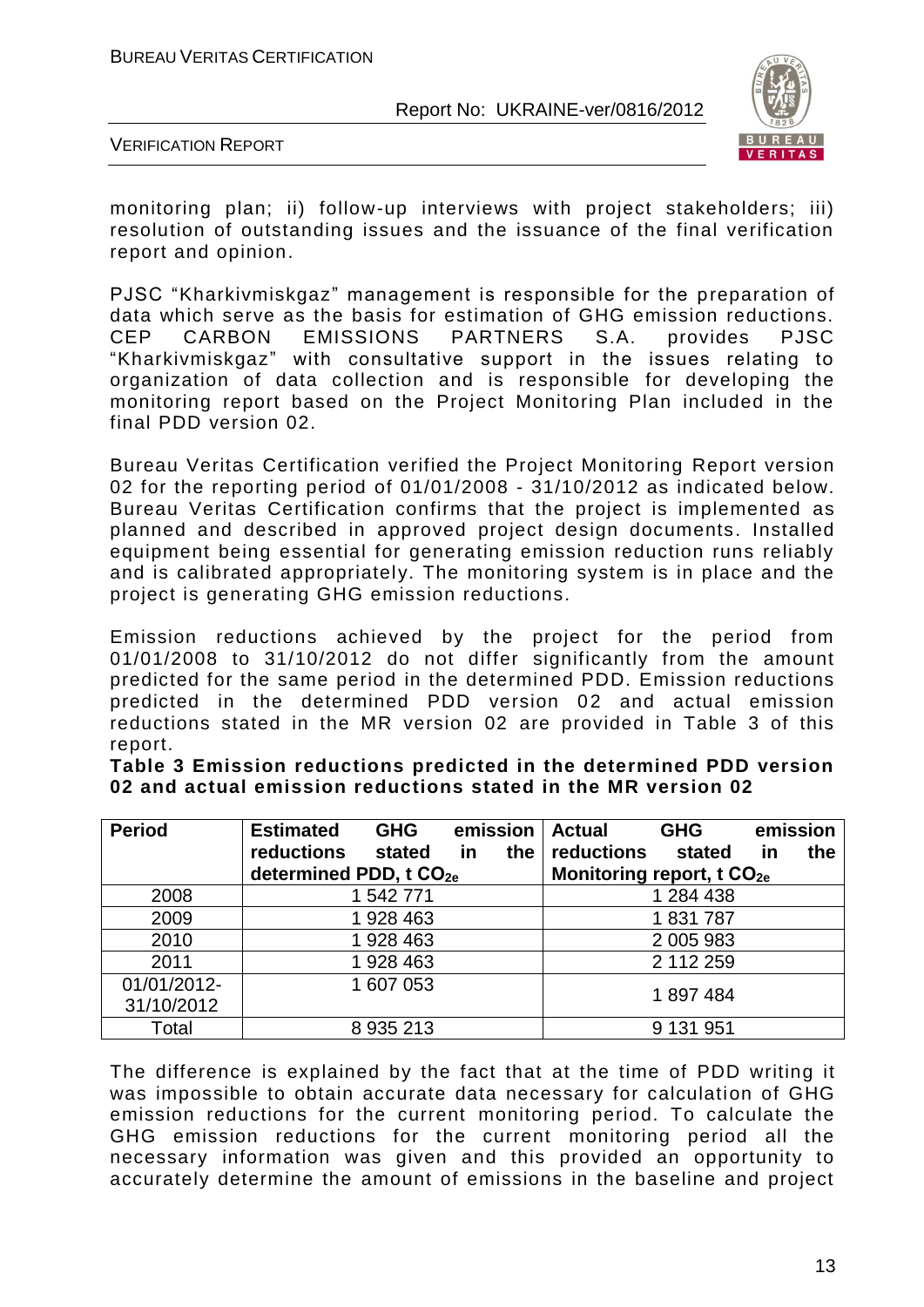monitoring plan; ii) follow-up interviews with project stakeholders; iii) resolution of outstanding issues and the issuance of the final verification report and opinion.

PJSC "Kharkivmiskgaz" management is responsible for the preparation of data which serve as the basis for estimation of GHG emission reductions. CEP CARBON EMISSIONS PARTNERS S.A. provides PJSC "Kharkivmiskgaz" with consultative support in the issues relating to organization of data collection and is responsible for developing the monitoring report based on the Project Monitoring Plan included in the final PDD version 02.

Bureau Veritas Certification verified the Project Monitoring Report version 02 for the reporting period of 01/01/2008 - 31/10/2012 as indicated below. Bureau Veritas Certification confirms that the project is implemented as planned and described in approved project design documents. Installed equipment being essential for generating emission reduction runs reliably and is calibrated appropriately. The monitoring system is in place and the project is generating GHG emission reductions.

Emission reductions achieved by the project for the period from 01/01/2008 to 31/10/2012 do not differ significantly from the amount predicted for the same period in the determined PDD. Emission reductions predicted in the determined PDD version 02 and actual emission reductions stated in the MR version 02 are provided in Table 3 of this report.

**Table 3 Emission reductions predicted in the determined PDD version 02 and actual emission reductions stated in the MR version 02**

| Period | Estimated GHG emission reductions stated in the determined PDD, t $CO_{2e}$ | Actual GHG emission reductions stated in the Monitoring report, t $CO_{2e}$ |
|---|---|---|
| 2008 | 1 542 771 | 1 284 438 |
| 2009 | 1 928 463 | 1 831 787 |
| 2010 | 1 928 463 | 2 005 983 |
| 2011 | 1 928 463 | 2 112 259 |
| 01/01/2012-31/10/2012 | 1 607 053 | 1 897 484 |
| Total | 8 935 213 | 9 131 951 |

The difference is explained by the fact that at the time of PDD writing it was impossible to obtain accurate data necessary for calculation of GHG emission reductions for the current monitoring period. To calculate the GHG emission reductions for the current monitoring period all the necessary information was given and this provided an opportunity to accurately determine the amount of emissions in the baseline and project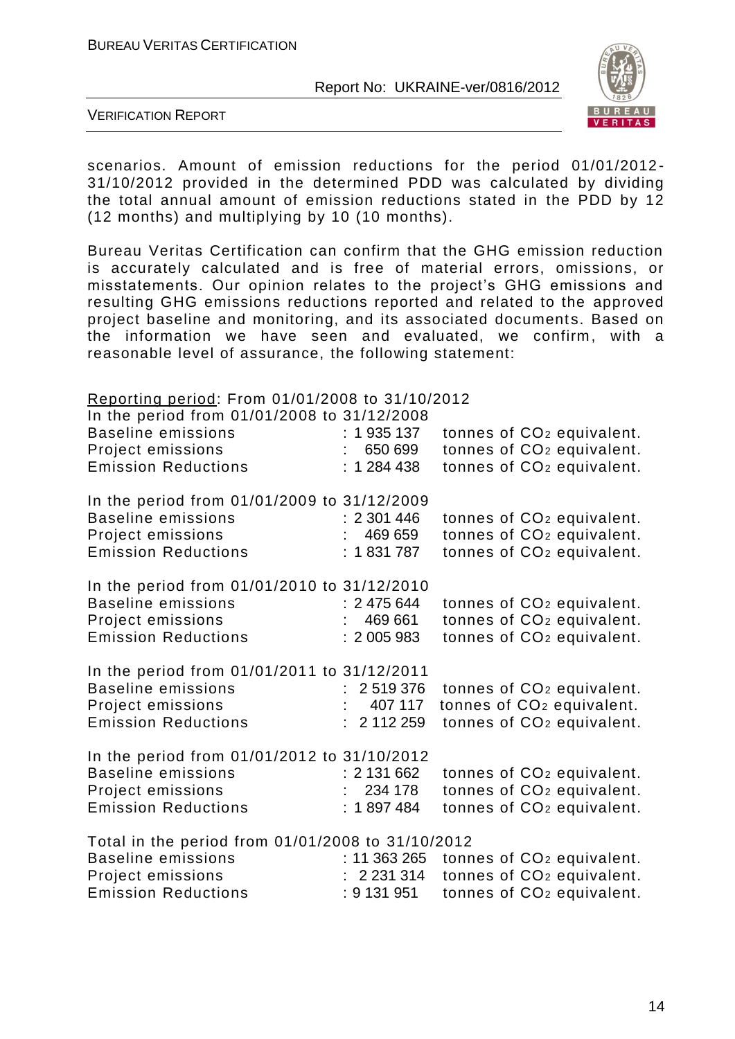scenarios. Amount of emission reductions for the period 01/01/2012-31/10/2012 provided in the determined PDD was calculated by dividing the total annual amount of emission reductions stated in the PDD by 12 (12 months) and multiplying by 10 (10 months).

Bureau Veritas Certification can confirm that the GHG emission reduction is accurately calculated and is free of material errors, omissions, or misstatements. Our opinion relates to the project's GHG emissions and resulting GHG emissions reductions reported and related to the approved project baseline and monitoring, and its associated documents. Based on the information we have seen and evaluated, we confirm, with a reasonable level of assurance, the following statement:

<u>Reporting period</u>: From 01/01/2008 to 31/10/2012

In the period from 01/01/2008 to 31/12/2008

| | | |
|---|---|---|
| Baseline emissions | : 1 935 137 | tonnes of $CO_2$ equivalent. |
| Project emissions | : 650 699 | tonnes of $CO_2$ equivalent. |
| Emission Reductions | : 1 284 438 | tonnes of $CO_2$ equivalent. |

In the period from 01/01/2009 to 31/12/2009

| | | |
|---|---|---|
| Baseline emissions | : 2 301 446 | tonnes of $CO_2$ equivalent. |
| Project emissions | : 469 659 | tonnes of $CO_2$ equivalent. |
| Emission Reductions | : 1 831 787 | tonnes of $CO_2$ equivalent. |

In the period from 01/01/2010 to 31/12/2010

| | | |
|---|---|---|
| Baseline emissions | : 2 475 644 | tonnes of $CO_2$ equivalent. |
| Project emissions | : 469 661 | tonnes of $CO_2$ equivalent. |
| Emission Reductions | : 2 005 983 | tonnes of $CO_2$ equivalent. |

In the period from 01/01/2011 to 31/12/2011

| | | |
|---|---|---|
| Baseline emissions | : 2 519 376 | tonnes of $CO_2$ equivalent. |
| Project emissions | : 407 117 | tonnes of $CO_2$ equivalent. |
| Emission Reductions | : 2 112 259 | tonnes of $CO_2$ equivalent. |

In the period from 01/01/2012 to 31/10/2012

| | | |
|---|---|---|
| Baseline emissions | : 2 131 662 | tonnes of $CO_2$ equivalent. |
| Project emissions | : 234 178 | tonnes of $CO_2$ equivalent. |
| Emission Reductions | : 1 897 484 | tonnes of $CO_2$ equivalent. |

Total in the period from 01/01/2008 to 31/10/2012

| | | |
|---|---|---|
| Baseline emissions | : 11 363 265 | tonnes of $CO_2$ equivalent. |
| Project emissions | : 2 231 314 | tonnes of $CO_2$ equivalent. |
| Emission Reductions | : 9 131 951 | tonnes of $CO_2$ equivalent. |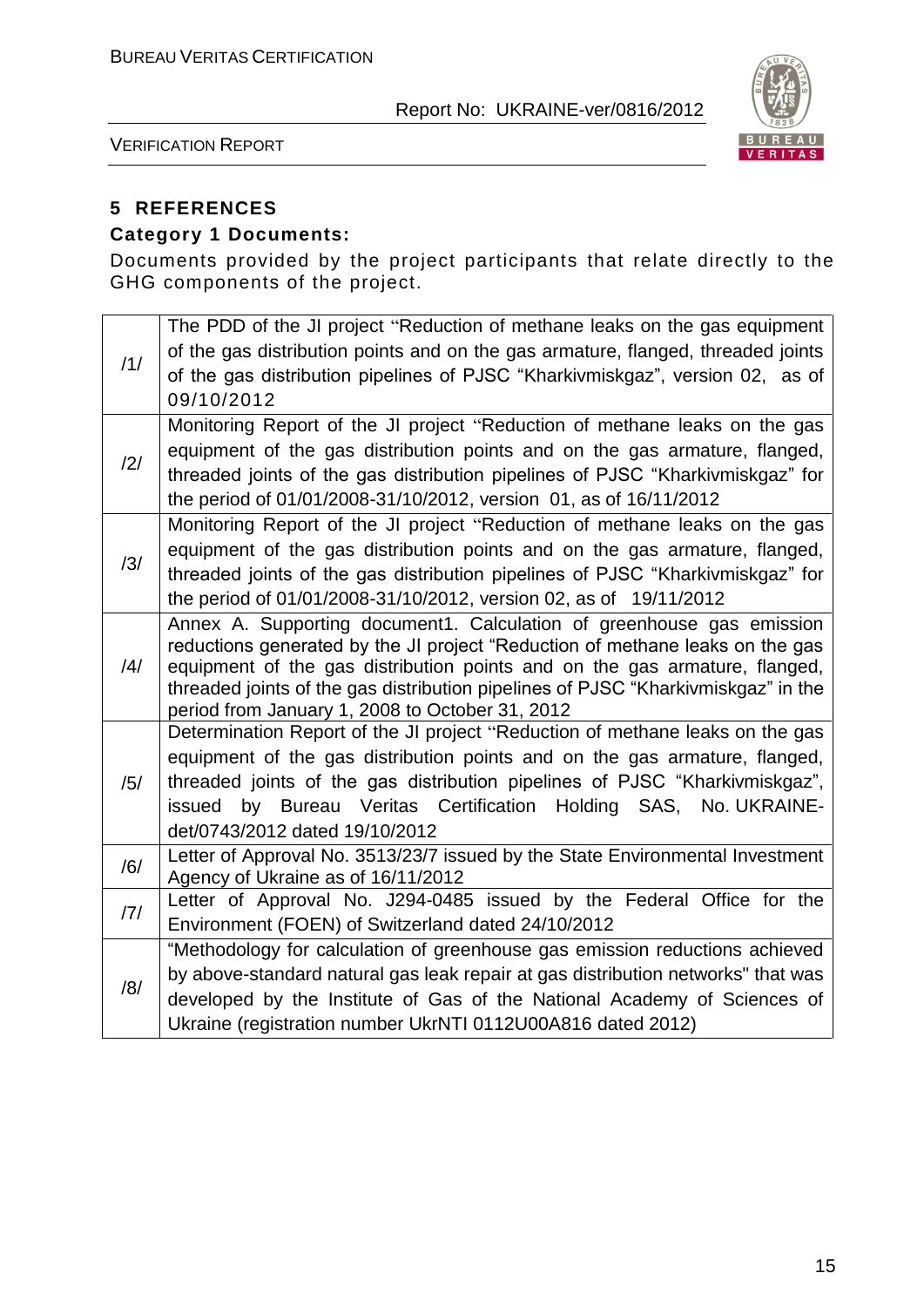## 5 REFERENCES

### Category 1 Documents:

Documents provided by the project participants that relate directly to the GHG components of the project.

| | |
|---|---|
| /1/ | The PDD of the JI project "Reduction of methane leaks on the gas equipment of the gas distribution points and on the gas armature, flanged, threaded joints of the gas distribution pipelines of PJSC "Kharkivmiskgaz", version 02, as of 09/10/2012 |
| /2/ | Monitoring Report of the JI project "Reduction of methane leaks on the gas equipment of the gas distribution points and on the gas armature, flanged, threaded joints of the gas distribution pipelines of PJSC "Kharkivmiskgaz" for the period of 01/01/2008-31/10/2012, version 01, as of 16/11/2012 |
| /3/ | Monitoring Report of the JI project "Reduction of methane leaks on the gas equipment of the gas distribution points and on the gas armature, flanged, threaded joints of the gas distribution pipelines of PJSC "Kharkivmiskgaz" for the period of 01/01/2008-31/10/2012, version 02, as of 19/11/2012 |
| /4/ | Annex A. Supporting document1. Calculation of greenhouse gas emission reductions generated by the JI project "Reduction of methane leaks on the gas equipment of the gas distribution points and on the gas armature, flanged, threaded joints of the gas distribution pipelines of PJSC "Kharkivmiskgaz" in the period from January 1, 2008 to October 31, 2012 |
| /5/ | Determination Report of the JI project "Reduction of methane leaks on the gas equipment of the gas distribution points and on the gas armature, flanged, threaded joints of the gas distribution pipelines of PJSC "Kharkivmiskgaz", issued by Bureau Veritas Certification Holding SAS, No. UKRAINE-det/0743/2012 dated 19/10/2012 |
| /6/ | Letter of Approval No. 3513/23/7 issued by the State Environmental Investment Agency of Ukraine as of 16/11/2012 |
| /7/ | Letter of Approval No. J294-0485 issued by the Federal Office for the Environment (FOEN) of Switzerland dated 24/10/2012 |
| /8/ | "Methodology for calculation of greenhouse gas emission reductions achieved by above-standard natural gas leak repair at gas distribution networks" that was developed by the Institute of Gas of the National Academy of Sciences of Ukraine (registration number UkrNTI 0112U00A816 dated 2012) |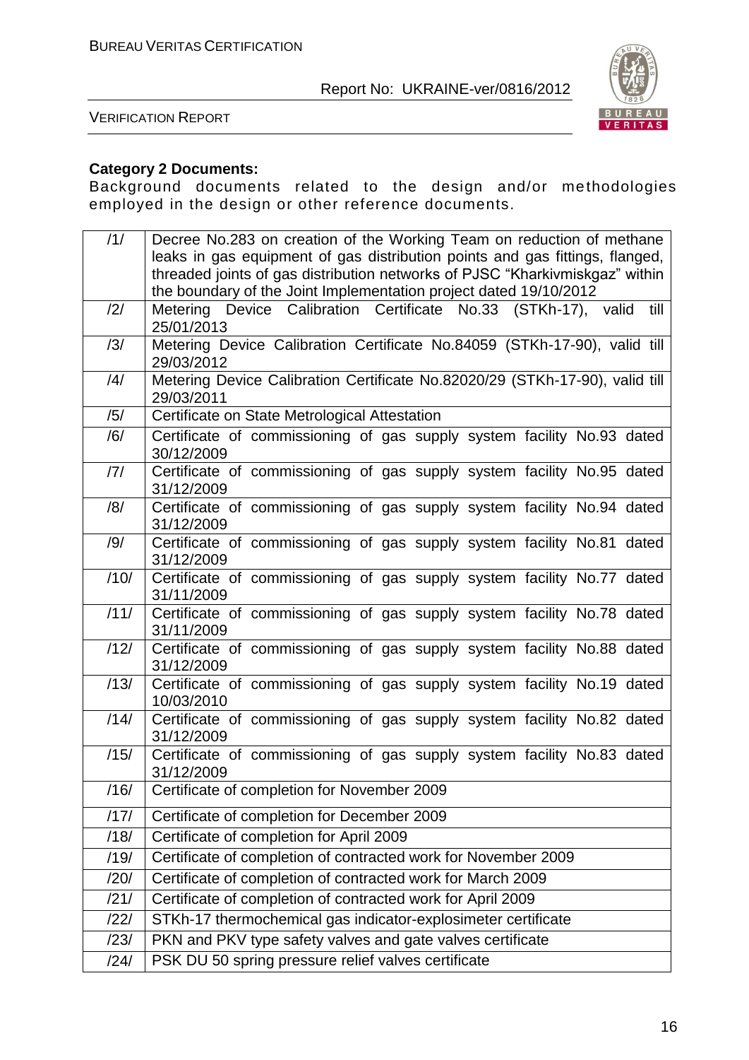**Category 2 Documents:**

Background documents related to the design and/or methodologies employed in the design or other reference documents.

| | |
|---|---|
| /1/ | Decree No.283 on creation of the Working Team on reduction of methane leaks in gas equipment of gas distribution points and gas fittings, flanged, threaded joints of gas distribution networks of PJSC "Kharkivmiskgaz" within the boundary of the Joint Implementation project dated 19/10/2012 |
| /2/ | Metering Device Calibration Certificate No.33 (STKh-17), valid till 25/01/2013 |
| /3/ | Metering Device Calibration Certificate No.84059 (STKh-17-90), valid till 29/03/2012 |
| /4/ | Metering Device Calibration Certificate No.82020/29 (STKh-17-90), valid till 29/03/2011 |
| /5/ | Certificate on State Metrological Attestation |
| /6/ | Certificate of commissioning of gas supply system facility No.93 dated 30/12/2009 |
| /7/ | Certificate of commissioning of gas supply system facility No.95 dated 31/12/2009 |
| /8/ | Certificate of commissioning of gas supply system facility No.94 dated 31/12/2009 |
| /9/ | Certificate of commissioning of gas supply system facility No.81 dated 31/12/2009 |
| /10/ | Certificate of commissioning of gas supply system facility No.77 dated 31/11/2009 |
| /11/ | Certificate of commissioning of gas supply system facility No.78 dated 31/11/2009 |
| /12/ | Certificate of commissioning of gas supply system facility No.88 dated 31/12/2009 |
| /13/ | Certificate of commissioning of gas supply system facility No.19 dated 10/03/2010 |
| /14/ | Certificate of commissioning of gas supply system facility No.82 dated 31/12/2009 |
| /15/ | Certificate of commissioning of gas supply system facility No.83 dated 31/12/2009 |
| /16/ | Certificate of completion for November 2009 |
| /17/ | Certificate of completion for December 2009 |
| /18/ | Certificate of completion for April 2009 |
| /19/ | Certificate of completion of contracted work for November 2009 |
| /20/ | Certificate of completion of contracted work for March 2009 |
| /21/ | Certificate of completion of contracted work for April 2009 |
| /22/ | STKh-17 thermochemical gas indicator-explosimeter certificate |
| /23/ | PKN and PKV type safety valves and gate valves certificate |
| /24/ | PSK DU 50 spring pressure relief valves certificate |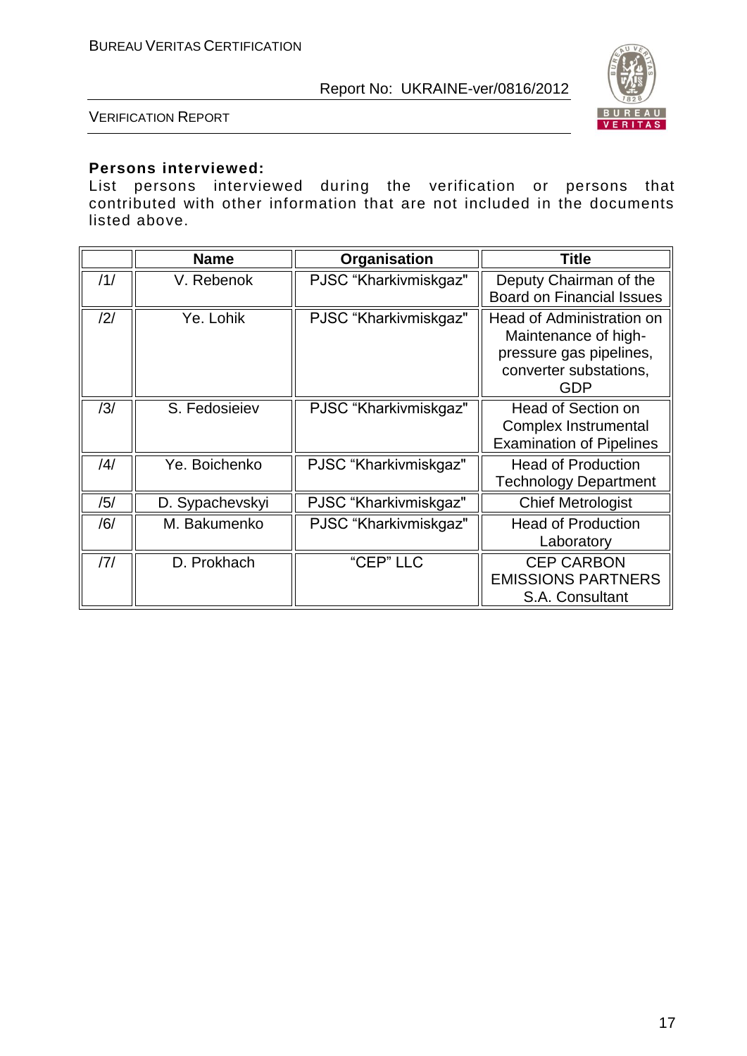**Persons interviewed:**

List persons interviewed during the verification or persons that contributed with other information that are not included in the documents listed above.

| | Name | Organisation | Title |
|---|---|---|---|
| /1/ | V. Rebenok | PJSC "Kharkivmiskgaz" | Deputy Chairman of the Board on Financial Issues |
| /2/ | Ye. Lohik | PJSC "Kharkivmiskgaz" | Head of Administration on Maintenance of high-pressure gas pipelines, converter substations, GDP |
| /3/ | S. Fedosieiev | PJSC "Kharkivmiskgaz" | Head of Section on Complex Instrumental Examination of Pipelines |
| /4/ | Ye. Boichenko | PJSC "Kharkivmiskgaz" | Head of Production Technology Department |
| /5/ | D. Sypachevskyi | PJSC "Kharkivmiskgaz" | Chief Metrologist |
| /6/ | M. Bakumenko | PJSC "Kharkivmiskgaz" | Head of Production Laboratory |
| /7/ | D. Prokhach | "CEP" LLC | CEP CARBON EMISSIONS PARTNERS S.A. Consultant |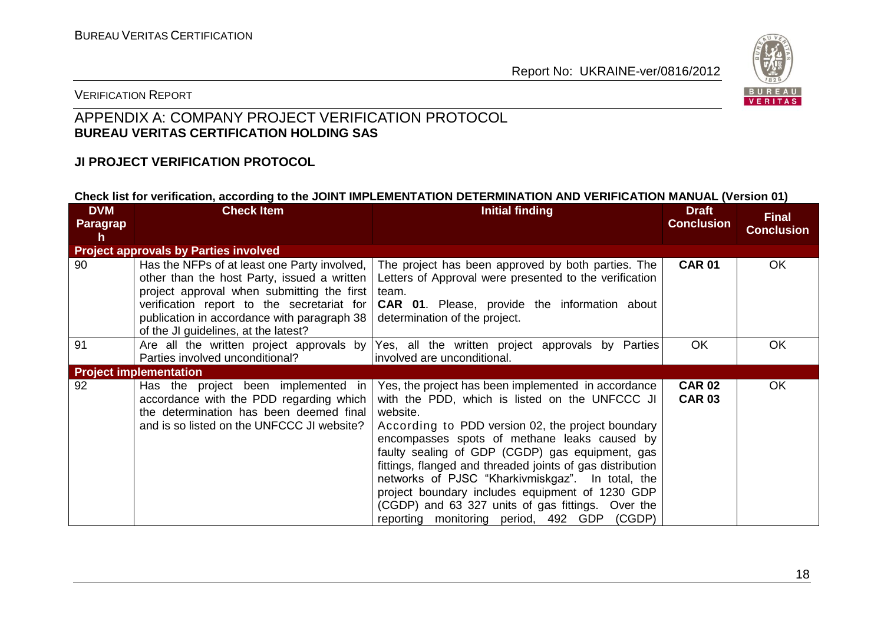VERIFICATION REPORT

## APPENDIX A: COMPANY PROJECT VERIFICATION PROTOCOL
**BUREAU VERITAS CERTIFICATION HOLDING SAS**

### JI PROJECT VERIFICATION PROTOCOL

**Check list for verification, according to the JOINT IMPLEMENTATION DETERMINATION AND VERIFICATION MANUAL (Version 01)**

| DVM Paragraph | Check Item | Initial finding | Draft Conclusion | Final Conclusion |
|---|---|---|---|---|
| **Project approvals by Parties involved** | | | | |
| 90 | Has the NFPs of at least one Party involved, other than the host Party, issued a written project approval when submitting the first verification report to the secretariat for publication in accordance with paragraph 38 of the JI guidelines, at the latest? | The project has been approved by both parties. The Letters of Approval were presented to the verification team.<br>**CAR 01**. Please, provide the information about determination of the project. | **CAR 01** | OK |
| 91 | Are all the written project approvals by Parties involved unconditional? | Yes, all the written project approvals by Parties involved are unconditional. | OK | OK |
| **Project implementation** | | | | |
| 92 | Has the project been implemented in accordance with the PDD regarding which the determination has been deemed final and is so listed on the UNFCCC JI website? | Yes, the project has been implemented in accordance with the PDD, which is listed on the UNFCCC JI website.<br>According to PDD version 02, the project boundary encompasses spots of methane leaks caused by faulty sealing of GDP (CGDP) gas equipment, gas fittings, flanged and threaded joints of gas distribution networks of PJSC "Kharkivmiskgaz". In total, the project boundary includes equipment of 1230 GDP (CGDP) and 63 327 units of gas fittings. Over the reporting monitoring period, 492 GDP (CGDP) | **CAR 02**<br>**CAR 03** | OK |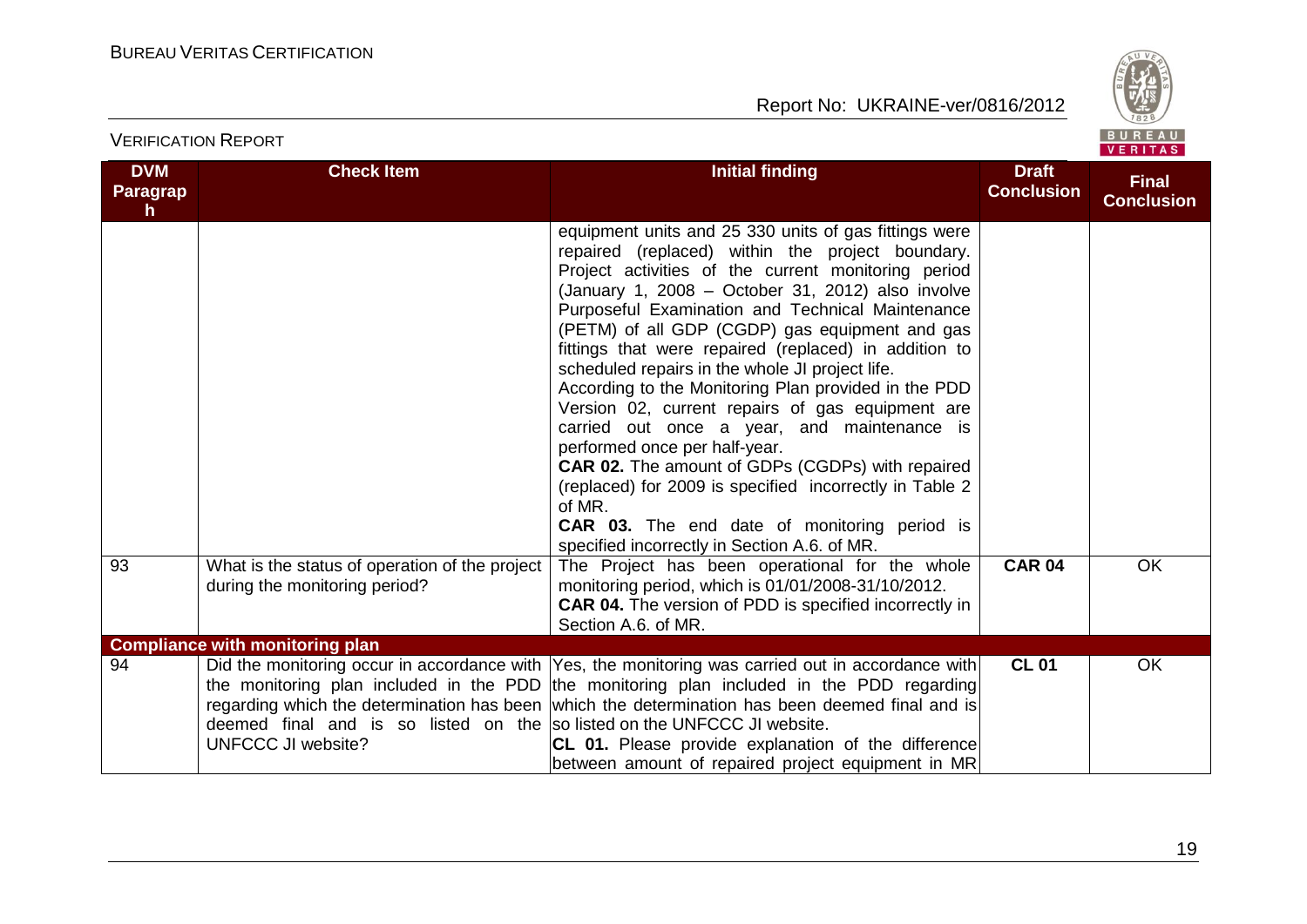VERIFICATION REPORT

| DVM Paragraph | Check Item | Initial finding | Draft Conclusion | Final Conclusion |
|---|---|---|---|---|
| | | equipment units and 25 330 units of gas fittings were repaired (replaced) within the project boundary. Project activities of the current monitoring period (January 1, 2008 – October 31, 2012) also involve Purposeful Examination and Technical Maintenance (PETM) of all GDP (CGDP) gas equipment and gas fittings that were repaired (replaced) in addition to scheduled repairs in the whole JI project life. According to the Monitoring Plan provided in the PDD Version 02, current repairs of gas equipment are carried out once a year, and maintenance is performed once per half-year. **CAR 02.** The amount of GDPs (CGDPs) with repaired (replaced) for 2009 is specified incorrectly in Table 2 of MR. **CAR 03.** The end date of monitoring period is specified incorrectly in Section A.6. of MR. | | |
| 93 | What is the status of operation of the project during the monitoring period? | The Project has been operational for the whole monitoring period, which is 01/01/2008-31/10/2012. **CAR 04.** The version of PDD is specified incorrectly in Section A.6. of MR. | **CAR 04** | OK |
| **Compliance with monitoring plan** | | | | |
| 94 | Did the monitoring occur in accordance with the monitoring plan included in the PDD regarding which the determination has been deemed final and is so listed on the UNFCCC JI website? | Yes, the monitoring was carried out in accordance with the monitoring plan included in the PDD regarding which the determination has been deemed final and is so listed on the UNFCCC JI website. **CL 01.** Please provide explanation of the difference between amount of repaired project equipment in MR | **CL 01** | OK |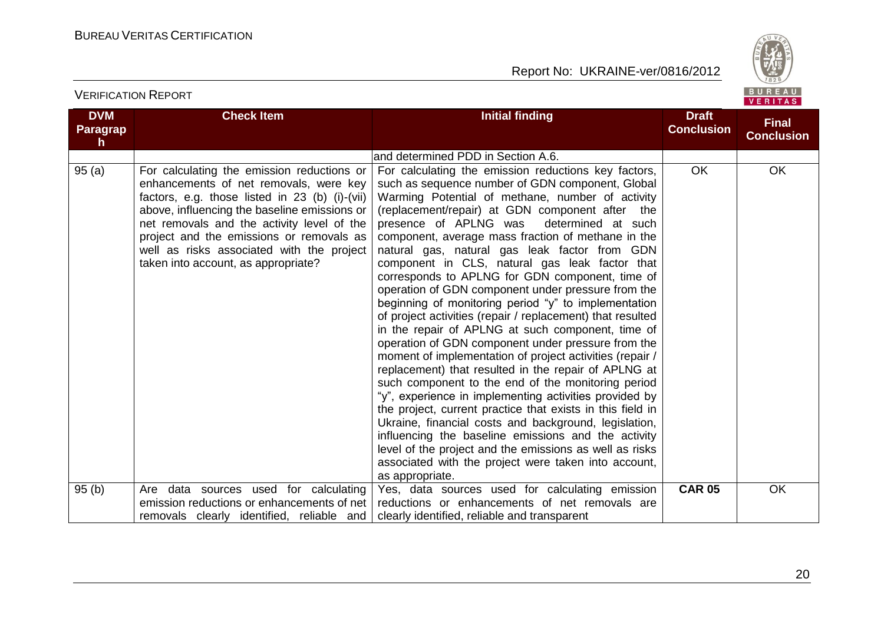| DVM Paragraph | Check Item | Initial finding | Draft Conclusion | Final Conclusion |
|---|---|---|---|---|
| | | and determined PDD in Section A.6. | | |
| 95 (a) | For calculating the emission reductions or enhancements of net removals, were key factors, e.g. those listed in 23 (b) (i)-(vii) above, influencing the baseline emissions or net removals and the activity level of the project and the emissions or removals as well as risks associated with the project taken into account, as appropriate? | For calculating the emission reductions key factors, such as sequence number of GDN component, Global Warming Potential of methane, number of activity (replacement/repair) at GDN component after the presence of APLNG was determined at such component, average mass fraction of methane in the natural gas, natural gas leak factor from GDN component in CLS, natural gas leak factor that corresponds to APLNG for GDN component, time of operation of GDN component under pressure from the beginning of monitoring period "y" to implementation of project activities (repair / replacement) that resulted in the repair of APLNG at such component, time of operation of GDN component under pressure from the moment of implementation of project activities (repair / replacement) that resulted in the repair of APLNG at such component to the end of the monitoring period "y", experience in implementing activities provided by the project, current practice that exists in this field in Ukraine, financial costs and background, legislation, influencing the baseline emissions and the activity level of the project and the emissions as well as risks associated with the project were taken into account, as appropriate. | OK | OK |
| 95 (b) | Are data sources used for calculating emission reductions or enhancements of net removals clearly identified, reliable and | Yes, data sources used for calculating emission reductions or enhancements of net removals are clearly identified, reliable and transparent | **CAR 05** | OK |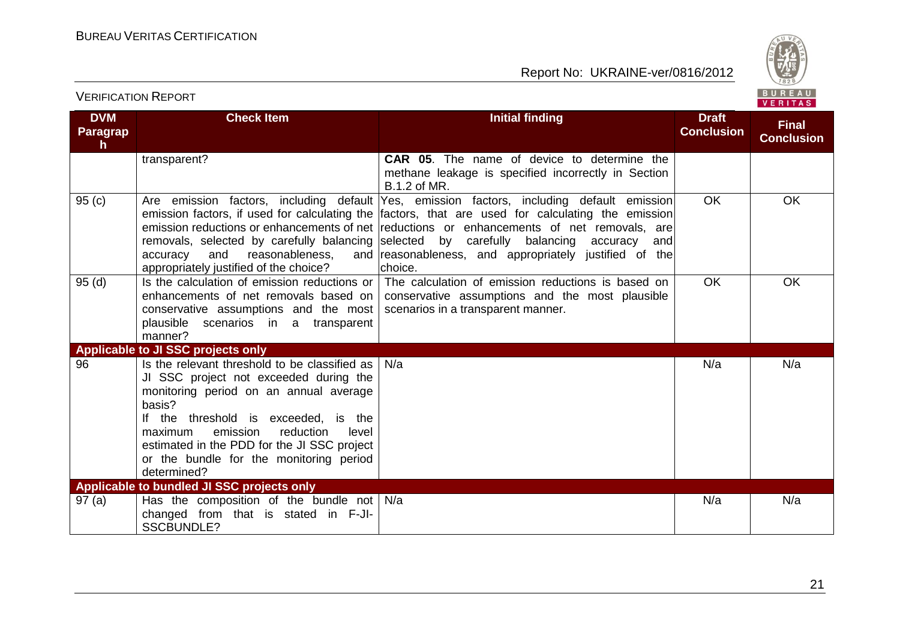| DVM Paragraph | Check Item | Initial finding | Draft Conclusion | Final Conclusion |
|---|---|---|---|---|
| | transparent? | **CAR 05**. The name of device to determine the methane leakage is specified incorrectly in Section B.1.2 of MR. | | |
| 95 (c) | Are emission factors, including default emission factors, if used for calculating the emission reductions or enhancements of net removals, selected by carefully balancing accuracy and reasonableness, and appropriately justified of the choice? | Yes, emission factors, including default emission factors, that are used for calculating the emission reductions or enhancements of net removals, are selected by carefully balancing accuracy and reasonableness, and appropriately justified of the choice. | OK | OK |
| 95 (d) | Is the calculation of emission reductions or enhancements of net removals based on conservative assumptions and the most plausible scenarios in a transparent manner? | The calculation of emission reductions is based on conservative assumptions and the most plausible scenarios in a transparent manner. | OK | OK |
| **Applicable to JI SSC projects only** | | | | |
| 96 | Is the relevant threshold to be classified as JI SSC project not exceeded during the monitoring period on an annual average basis?<br>If the threshold is exceeded, is the maximum emission reduction level estimated in the PDD for the JI SSC project or the bundle for the monitoring period determined? | N/a | N/a | N/a |
| **Applicable to bundled JI SSC projects only** | | | | |
| 97 (a) | Has the composition of the bundle not changed from that is stated in F-JI-SSCBUNDLE? | N/a | N/a | N/a |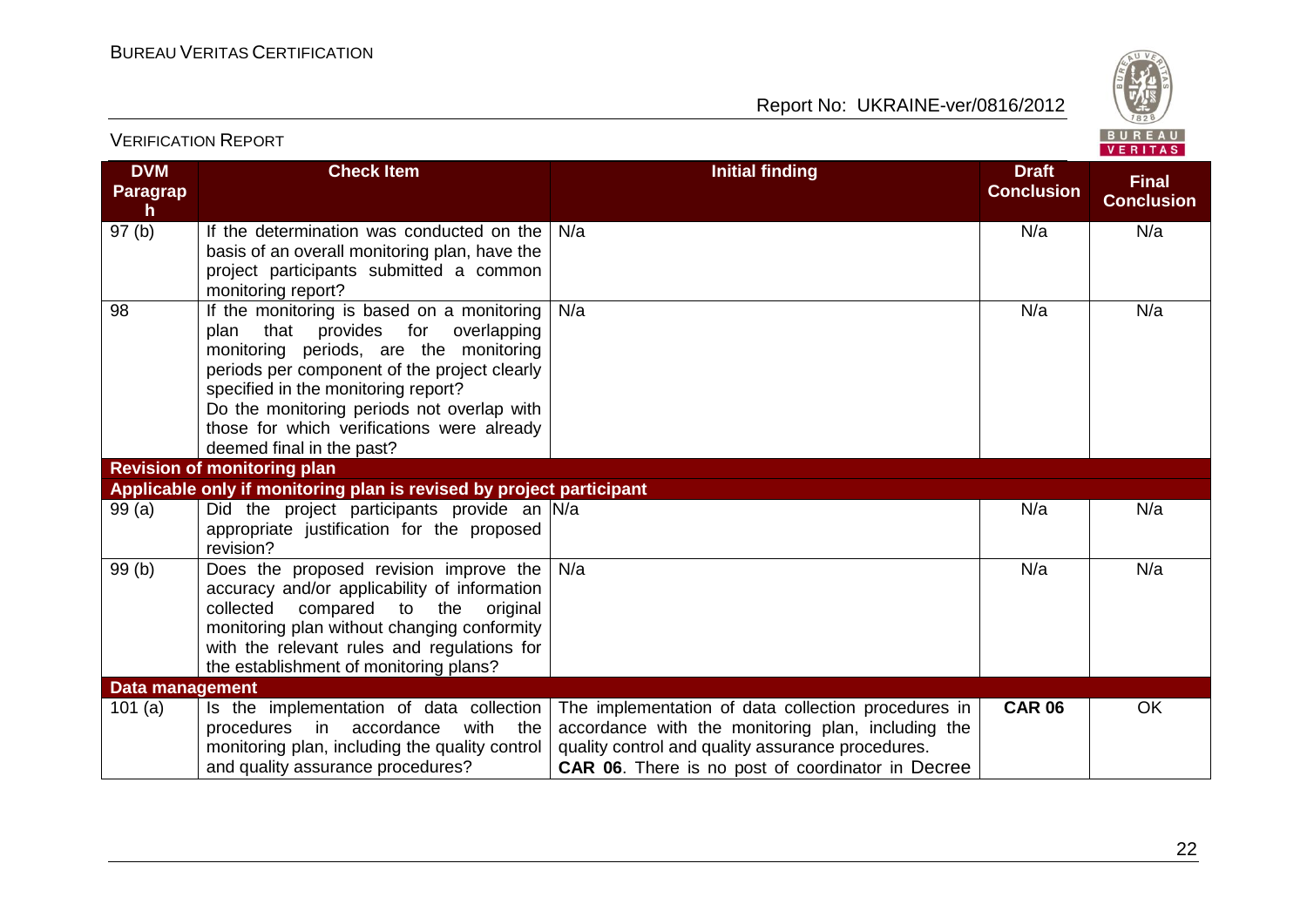| DVM Paragraph | Check Item | Initial finding | Draft Conclusion | Final Conclusion |
|---|---|---|---|---|
| 97 (b) | If the determination was conducted on the basis of an overall monitoring plan, have the project participants submitted a common monitoring report? | N/a | N/a | N/a |
| 98 | If the monitoring is based on a monitoring plan that provides for overlapping monitoring periods, are the monitoring periods per component of the project clearly specified in the monitoring report? Do the monitoring periods not overlap with those for which verifications were already deemed final in the past? | N/a | N/a | N/a |
| **Revision of monitoring plan** | | | | |
| **Applicable only if monitoring plan is revised by project participant** | | | | |
| 99 (a) | Did the project participants provide an appropriate justification for the proposed revision? | N/a | N/a | N/a |
| 99 (b) | Does the proposed revision improve the accuracy and/or applicability of information collected compared to the original monitoring plan without changing conformity with the relevant rules and regulations for the establishment of monitoring plans? | N/a | N/a | N/a |
| **Data management** | | | | |
| 101 (a) | Is the implementation of data collection procedures in accordance with the monitoring plan, including the quality control and quality assurance procedures? | The implementation of data collection procedures in accordance with the monitoring plan, including the quality control and quality assurance procedures. **CAR 06**. There is no post of coordinator in Decree | **CAR 06** | OK |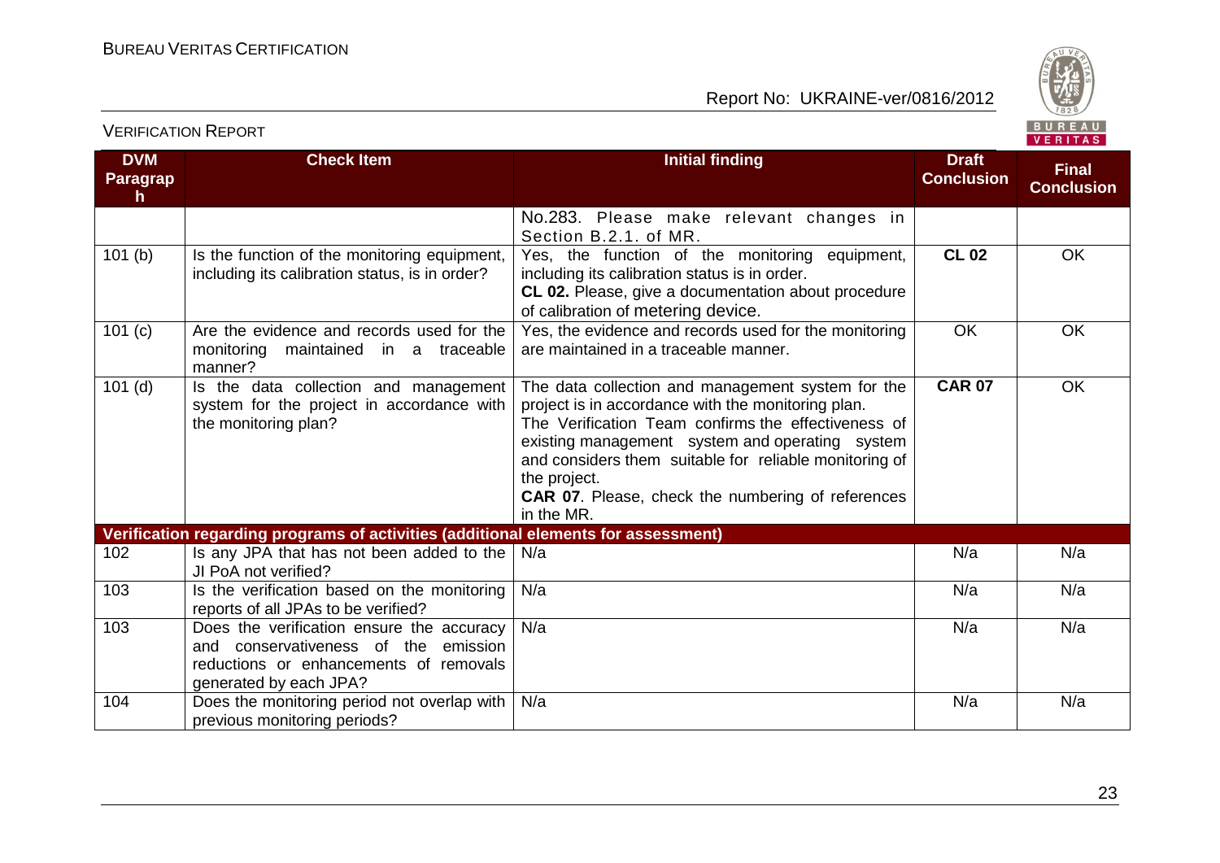| DVM Paragraph | Check Item | Initial finding | Draft Conclusion | Final Conclusion |
|---|---|---|---|---|
| | | No.283. Please make relevant changes in Section B.2.1. of MR. | | |
| 101 (b) | Is the function of the monitoring equipment, including its calibration status, is in order? | Yes, the function of the monitoring equipment, including its calibration status is in order.<br>**CL 02.** Please, give a documentation about procedure of calibration of metering device. | **CL 02** | OK |
| 101 (c) | Are the evidence and records used for the monitoring maintained in a traceable manner? | Yes, the evidence and records used for the monitoring are maintained in a traceable manner. | OK | OK |
| 101 (d) | Is the data collection and management system for the project in accordance with the monitoring plan? | The data collection and management system for the project is in accordance with the monitoring plan.<br>The Verification Team confirms the effectiveness of existing management system and operating system and considers them suitable for reliable monitoring of the project.<br>**CAR 07**. Please, check the numbering of references in the MR. | **CAR 07** | OK |
| **Verification regarding programs of activities (additional elements for assessment)** | | | | |
| 102 | Is any JPA that has not been added to the JI PoA not verified? | N/a | N/a | N/a |
| 103 | Is the verification based on the monitoring reports of all JPAs to be verified? | N/a | N/a | N/a |
| 103 | Does the verification ensure the accuracy and conservativeness of the emission reductions or enhancements of removals generated by each JPA? | N/a | N/a | N/a |
| 104 | Does the monitoring period not overlap with previous monitoring periods? | N/a | N/a | N/a |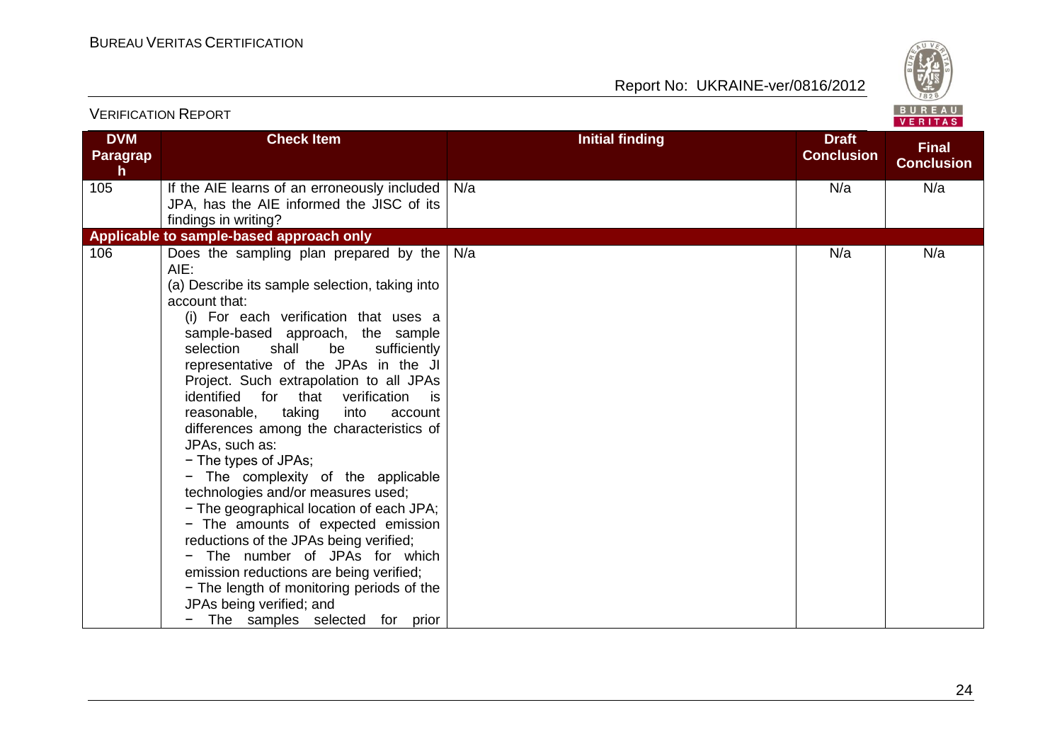| DVM Paragraph | Check Item | Initial finding | Draft Conclusion | Final Conclusion |
|---|---|---|---|---|
| 105 | If the AIE learns of an erroneously included JPA, has the AIE informed the JISC of its findings in writing? | N/a | N/a | N/a |
| **Applicable to sample-based approach only** | | | | |
| 106 | Does the sampling plan prepared by the AIE:<br>(a) Describe its sample selection, taking into account that:<br>(i) For each verification that uses a sample-based approach, the sample selection shall be sufficiently representative of the JPAs in the JI Project. Such extrapolation to all JPAs identified for that verification is reasonable, taking into account differences among the characteristics of JPAs, such as:<br>− The types of JPAs;<br>− The complexity of the applicable technologies and/or measures used;<br>− The geographical location of each JPA;<br>− The amounts of expected emission reductions of the JPAs being verified;<br>− The number of JPAs for which emission reductions are being verified;<br>− The length of monitoring periods of the JPAs being verified; and<br>− The samples selected for prior | N/a | N/a | N/a |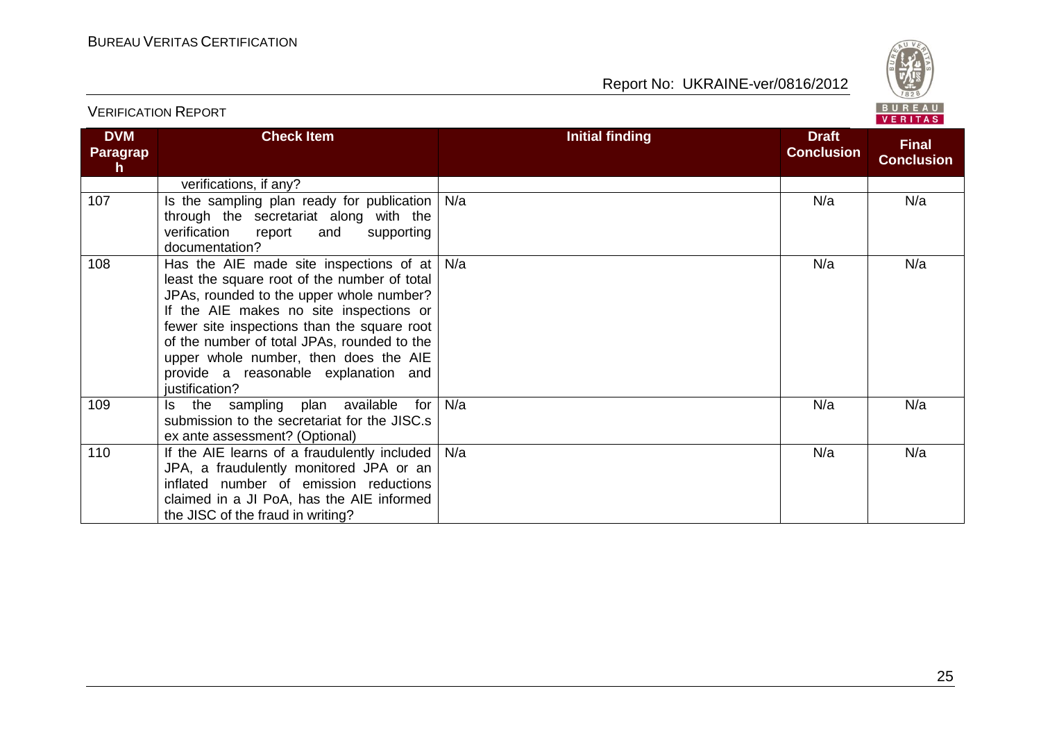| DVM Paragraph | Check Item | Initial finding | Draft Conclusion | Final Conclusion |
|---|---|---|---|---|
| | verifications, if any? | | | |
| 107 | Is the sampling plan ready for publication through the secretariat along with the verification report and supporting documentation? | N/a | N/a | N/a |
| 108 | Has the AIE made site inspections of at least the square root of the number of total JPAs, rounded to the upper whole number? If the AIE makes no site inspections or fewer site inspections than the square root of the number of total JPAs, rounded to the upper whole number, then does the AIE provide a reasonable explanation and justification? | N/a | N/a | N/a |
| 109 | Is the sampling plan available for submission to the secretariat for the JISC.s ex ante assessment? (Optional) | N/a | N/a | N/a |
| 110 | If the AIE learns of a fraudulently included JPA, a fraudulently monitored JPA or an inflated number of emission reductions claimed in a JI PoA, has the AIE informed the JISC of the fraud in writing? | N/a | N/a | N/a |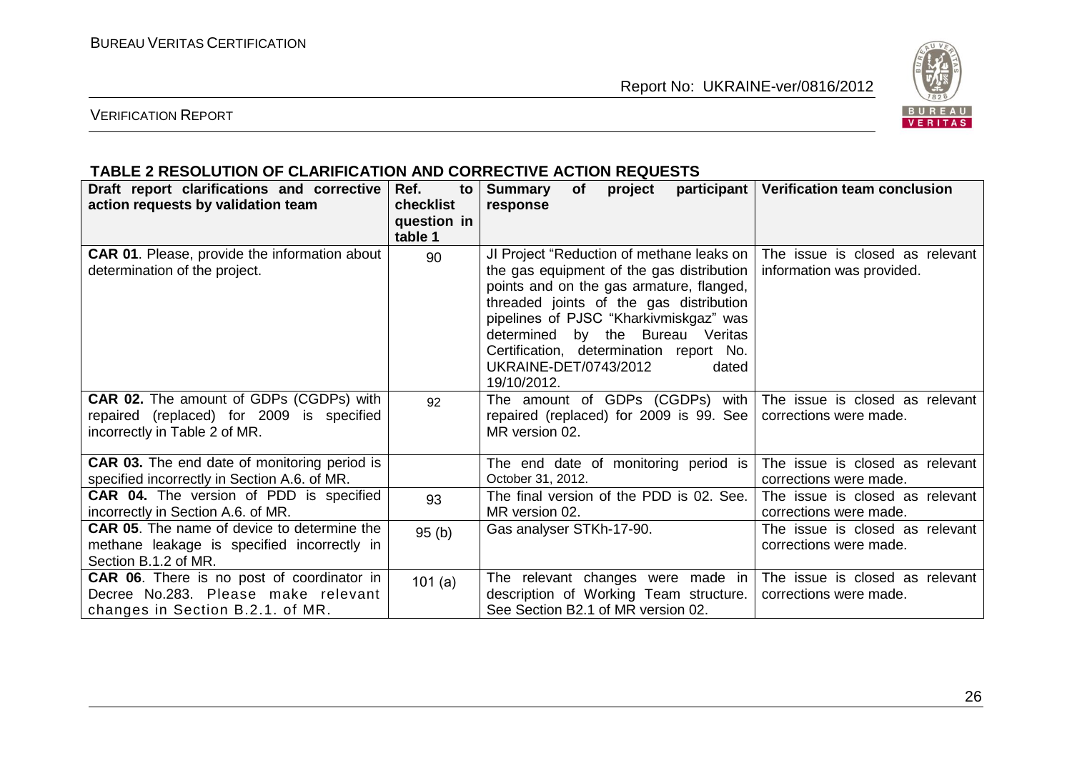## TABLE 2 RESOLUTION OF CLARIFICATION AND CORRECTIVE ACTION REQUESTS

| Draft report clarifications and corrective action requests by validation team | Ref. to checklist question in table 1 | Summary of project participant response | Verification team conclusion |
|---|---|---|---|
| **CAR 01**. Please, provide the information about determination of the project. | 90 | JI Project "Reduction of methane leaks on the gas equipment of the gas distribution points and on the gas armature, flanged, threaded joints of the gas distribution pipelines of PJSC "Kharkivmiskgaz" was determined by the Bureau Veritas Certification, determination report No. UKRAINE-DET/0743/2012 dated 19/10/2012. | The issue is closed as relevant information was provided. |
| **CAR 02.** The amount of GDPs (CGDPs) with repaired (replaced) for 2009 is specified incorrectly in Table 2 of MR. | 92 | The amount of GDPs (CGDPs) with repaired (replaced) for 2009 is 99. See MR version 02. | The issue is closed as relevant corrections were made. |
| **CAR 03.** The end date of monitoring period is specified incorrectly in Section A.6. of MR. | | The end date of monitoring period is October 31, 2012. | The issue is closed as relevant corrections were made. |
| **CAR 04.** The version of PDD is specified incorrectly in Section A.6. of MR. | 93 | The final version of the PDD is 02. See. MR version 02. | The issue is closed as relevant corrections were made. |
| **CAR 05**. The name of device to determine the methane leakage is specified incorrectly in Section B.1.2 of MR. | 95 (b) | Gas analyser STKh-17-90. | The issue is closed as relevant corrections were made. |
| **CAR 06**. There is no post of coordinator in Decree No.283. Please make relevant changes in Section B.2.1. of MR. | 101 (a) | The relevant changes were made in description of Working Team structure. See Section B2.1 of MR version 02. | The issue is closed as relevant corrections were made. |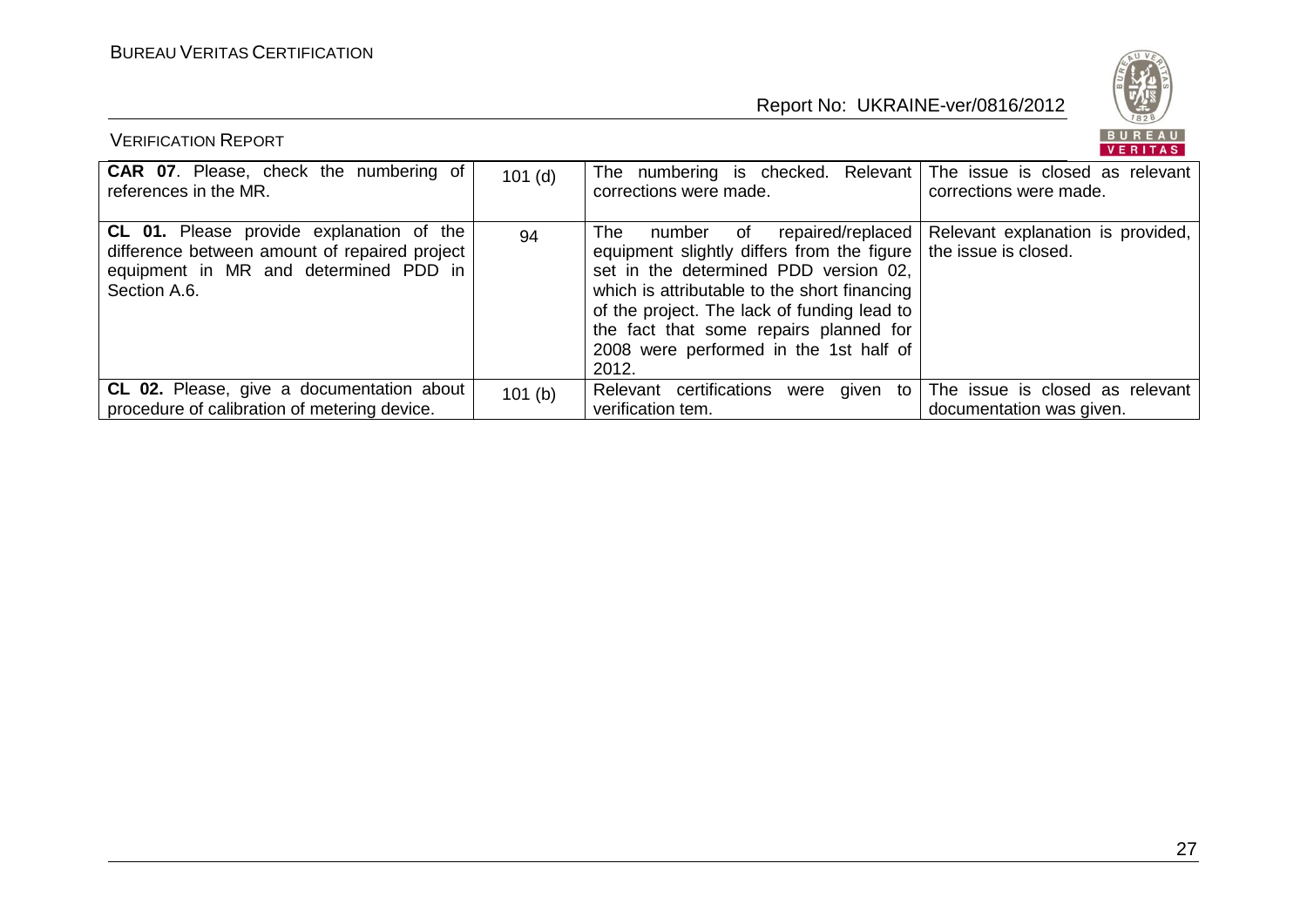| | | | |
|---|---|---|---|
| **CAR 07**. Please, check the numbering of references in the MR. | 101 (d) | The numbering is checked. Relevant corrections were made. | The issue is closed as relevant corrections were made. |
| **CL 01.** Please provide explanation of the difference between amount of repaired project equipment in MR and determined PDD in Section A.6. | 94 | The number of repaired/replaced equipment slightly differs from the figure set in the determined PDD version 02, which is attributable to the short financing of the project. The lack of funding lead to the fact that some repairs planned for 2008 were performed in the 1st half of 2012. | Relevant explanation is provided, the issue is closed. |
| **CL 02.** Please, give a documentation about procedure of calibration of metering device. | 101 (b) | Relevant certifications were given to verification tem. | The issue is closed as relevant documentation was given. |